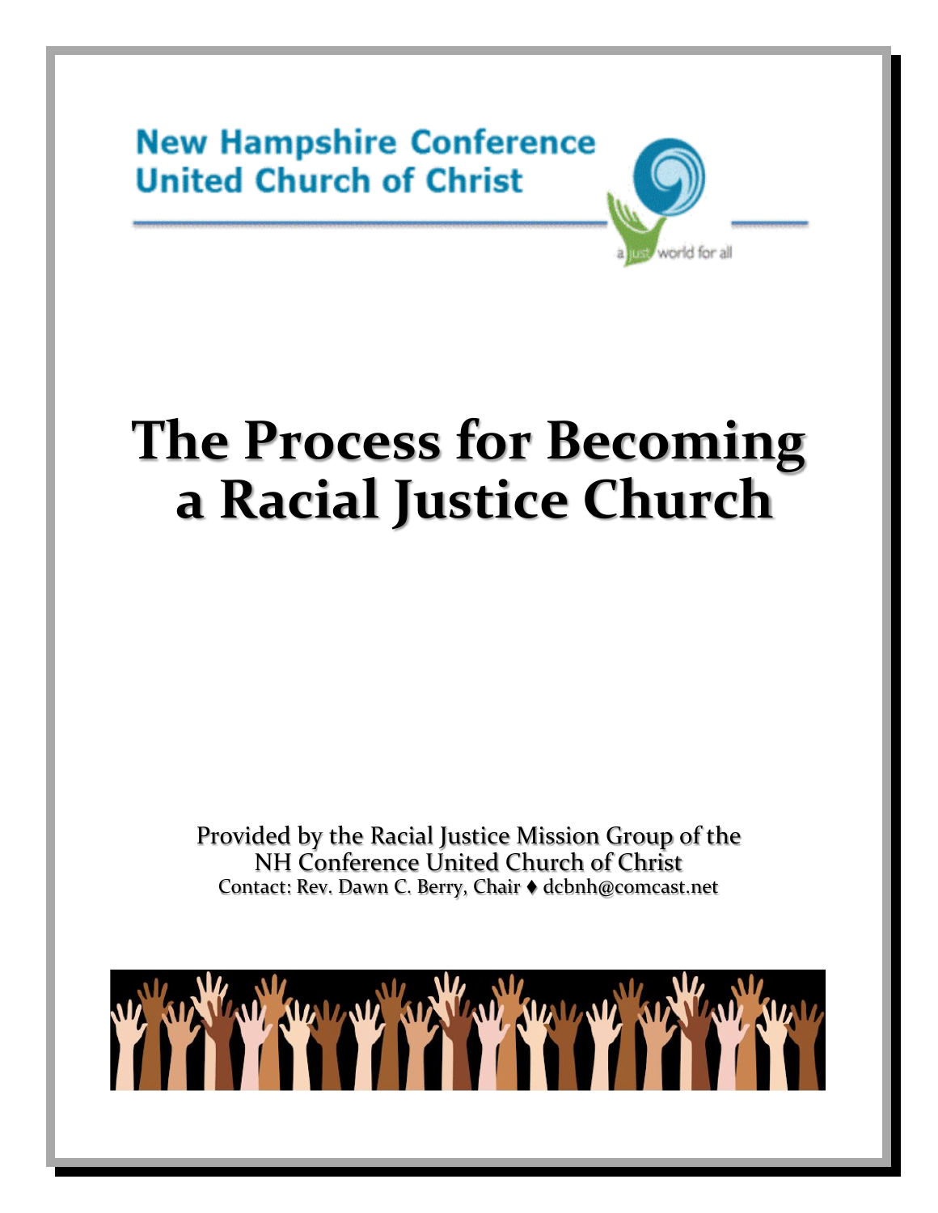New Hampshire Conference
United Church of Christ

a just world for all

# The Process for Becoming a Racial Justice Church

Provided by the Racial Justice Mission Group of the
NH Conference United Church of Christ
Contact: Rev. Dawn C. Berry, Chair ♦ dcbnh@comcast.net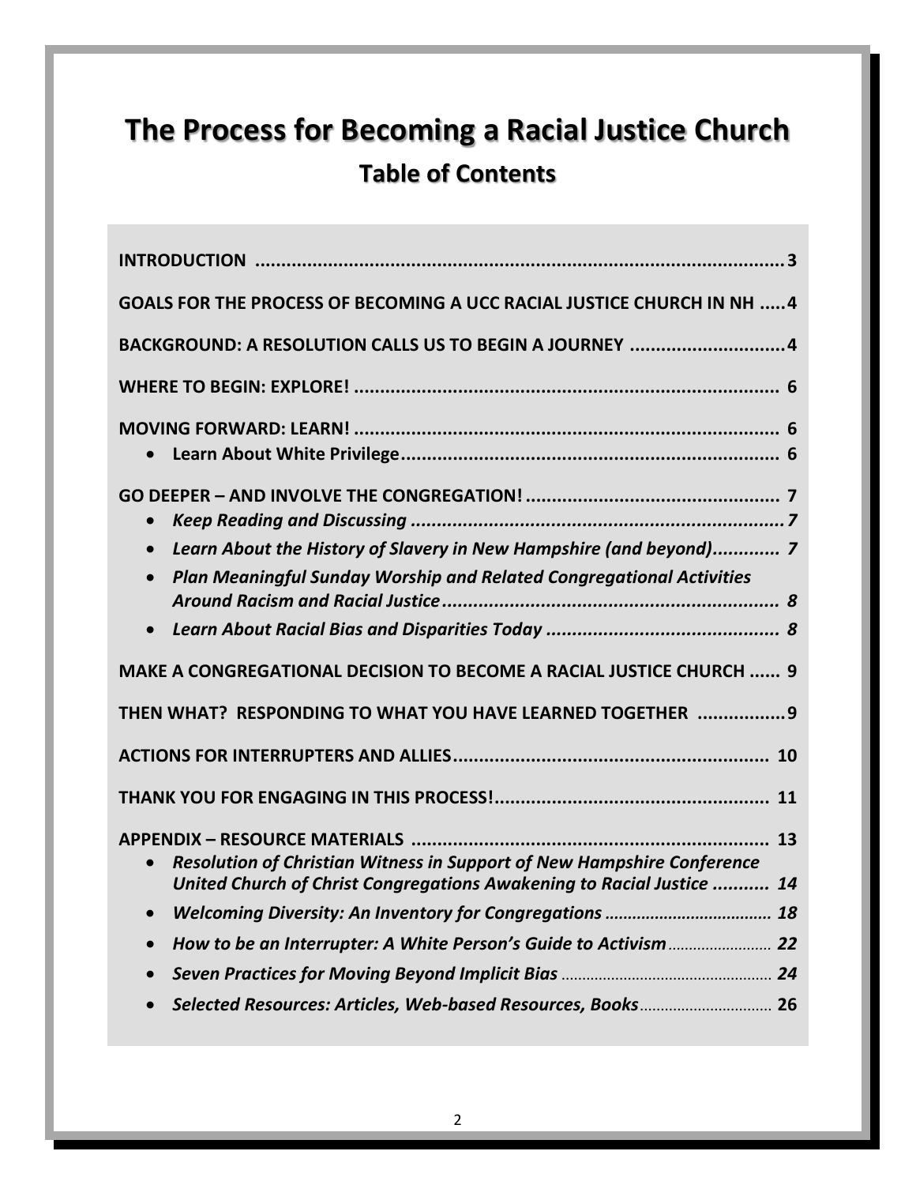# The Process for Becoming a Racial Justice Church

## Table of Contents

**INTRODUCTION** ..................................................................................................... **3**

**GOALS FOR THE PROCESS OF BECOMING A UCC RACIAL JUSTICE CHURCH IN NH** .....**4**

**BACKGROUND: A RESOLUTION CALLS US TO BEGIN A JOURNEY** .............................**4**

**WHERE TO BEGIN: EXPLORE!** ................................................................................. **6**

**MOVING FORWARD: LEARN!** .................................................................................. **6**

- **Learn About White Privilege**......................................................................... **6**

**GO DEEPER – AND INVOLVE THE CONGREGATION!** ................................................. **7**

- ***Keep Reading and Discussing*** .......................................................................**7**
- ***Learn About the History of Slavery in New Hampshire (and beyond)***............ **7**
- ***Plan Meaningful Sunday Worship and Related Congregational Activities Around Racism and Racial Justice***................................................................. **8**
- ***Learn About Racial Bias and Disparities Today*** ............................................. **8**

**MAKE A CONGREGATIONAL DECISION TO BECOME A RACIAL JUSTICE CHURCH** ...... **9**

**THEN WHAT? RESPONDING TO WHAT YOU HAVE LEARNED TOGETHER** .................**9**

**ACTIONS FOR INTERRUPTERS AND ALLIES**............................................................. **10**

**THANK YOU FOR ENGAGING IN THIS PROCESS!**..................................................... **11**

**APPENDIX – RESOURCE MATERIALS** ..................................................................... **13**

- ***Resolution of Christian Witness in Support of New Hampshire Conference United Church of Christ Congregations Awakening to Racial Justice*** ........... **14**
- ***Welcoming Diversity: An Inventory for Congregations*** ...................................... **18**
- ***How to be an Interrupter: A White Person's Guide to Activism***......................... **22**
- ***Seven Practices for Moving Beyond Implicit Bias*** ................................................... **24**
- ***Selected Resources: Articles, Web-based Resources, Books***................................ **26**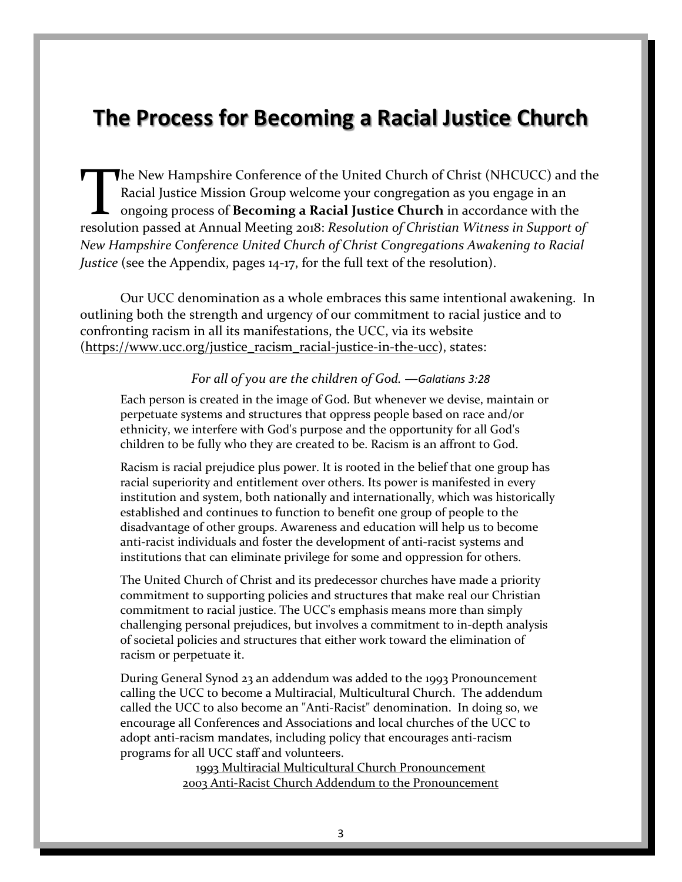# The Process for Becoming a Racial Justice Church

The New Hampshire Conference of the United Church of Christ (NHCUCC) and the Racial Justice Mission Group welcome your congregation as you engage in an ongoing process of **Becoming a Racial Justice Church** in accordance with the resolution passed at Annual Meeting 2018: *Resolution of Christian Witness in Support of New Hampshire Conference United Church of Christ Congregations Awakening to Racial Justice* (see the Appendix, pages 14-17, for the full text of the resolution).

Our UCC denomination as a whole embraces this same intentional awakening. In outlining both the strength and urgency of our commitment to racial justice and to confronting racism in all its manifestations, the UCC, via its website (https://www.ucc.org/justice_racism_racial-justice-in-the-ucc), states:

*For all of you are the children of God. —Galatians 3:28*

> Each person is created in the image of God. But whenever we devise, maintain or perpetuate systems and structures that oppress people based on race and/or ethnicity, we interfere with God's purpose and the opportunity for all God's children to be fully who they are created to be. Racism is an affront to God.
>
> Racism is racial prejudice plus power. It is rooted in the belief that one group has racial superiority and entitlement over others. Its power is manifested in every institution and system, both nationally and internationally, which was historically established and continues to function to benefit one group of people to the disadvantage of other groups. Awareness and education will help us to become anti-racist individuals and foster the development of anti-racist systems and institutions that can eliminate privilege for some and oppression for others.
>
> The United Church of Christ and its predecessor churches have made a priority commitment to supporting policies and structures that make real our Christian commitment to racial justice. The UCC's emphasis means more than simply challenging personal prejudices, but involves a commitment to in-depth analysis of societal policies and structures that either work toward the elimination of racism or perpetuate it.
>
> During General Synod 23 an addendum was added to the 1993 Pronouncement calling the UCC to become a Multiracial, Multicultural Church. The addendum called the UCC to also become an "Anti-Racist" denomination. In doing so, we encourage all Conferences and Associations and local churches of the UCC to adopt anti-racism mandates, including policy that encourages anti-racism programs for all UCC staff and volunteers.
>
> 1993 Multiracial Multicultural Church Pronouncement
> 2003 Anti-Racist Church Addendum to the Pronouncement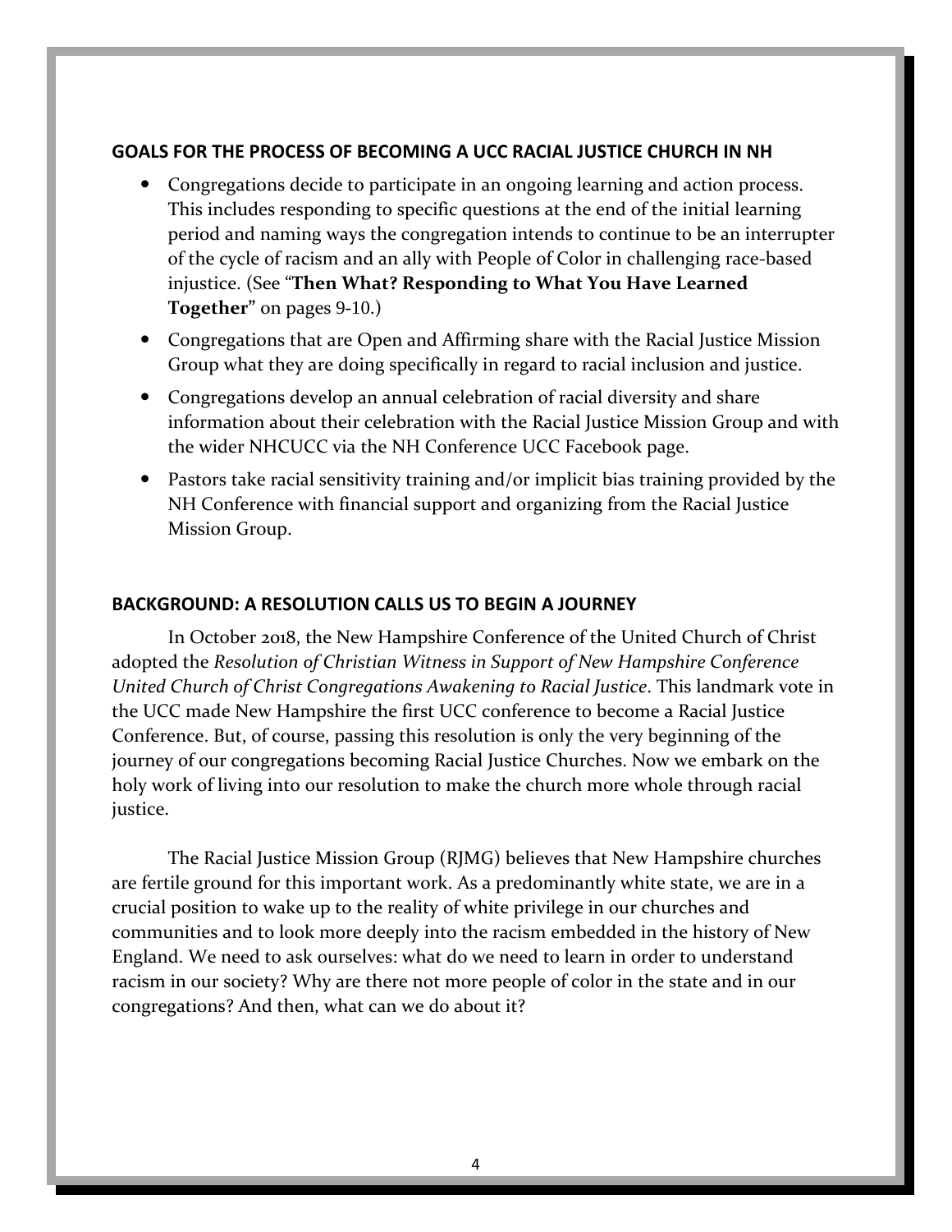## GOALS FOR THE PROCESS OF BECOMING A UCC RACIAL JUSTICE CHURCH IN NH

- Congregations decide to participate in an ongoing learning and action process. This includes responding to specific questions at the end of the initial learning period and naming ways the congregation intends to continue to be an interrupter of the cycle of racism and an ally with People of Color in challenging race-based injustice. (See "**Then What? Responding to What You Have Learned Together**" on pages 9-10.)
- Congregations that are Open and Affirming share with the Racial Justice Mission Group what they are doing specifically in regard to racial inclusion and justice.
- Congregations develop an annual celebration of racial diversity and share information about their celebration with the Racial Justice Mission Group and with the wider NHCUCC via the NH Conference UCC Facebook page.
- Pastors take racial sensitivity training and/or implicit bias training provided by the NH Conference with financial support and organizing from the Racial Justice Mission Group.

## BACKGROUND: A RESOLUTION CALLS US TO BEGIN A JOURNEY

In October 2018, the New Hampshire Conference of the United Church of Christ adopted the *Resolution of Christian Witness in Support of New Hampshire Conference United Church of Christ Congregations Awakening to Racial Justice*. This landmark vote in the UCC made New Hampshire the first UCC conference to become a Racial Justice Conference. But, of course, passing this resolution is only the very beginning of the journey of our congregations becoming Racial Justice Churches. Now we embark on the holy work of living into our resolution to make the church more whole through racial justice.

The Racial Justice Mission Group (RJMG) believes that New Hampshire churches are fertile ground for this important work. As a predominantly white state, we are in a crucial position to wake up to the reality of white privilege in our churches and communities and to look more deeply into the racism embedded in the history of New England. We need to ask ourselves: what do we need to learn in order to understand racism in our society? Why are there not more people of color in the state and in our congregations? And then, what can we do about it?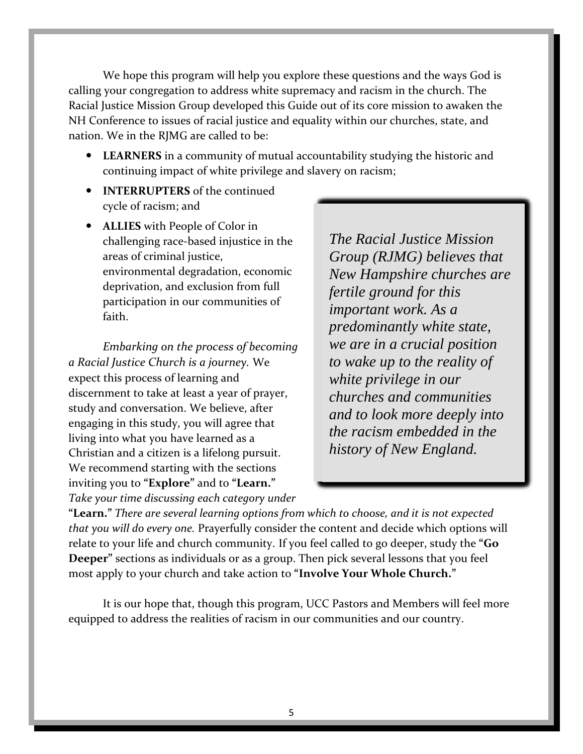We hope this program will help you explore these questions and the ways God is calling your congregation to address white supremacy and racism in the church. The Racial Justice Mission Group developed this Guide out of its core mission to awaken the NH Conference to issues of racial justice and equality within our churches, state, and nation. We in the RJMG are called to be:

- **LEARNERS** in a community of mutual accountability studying the historic and continuing impact of white privilege and slavery on racism;
- **INTERRUPTERS** of the continued cycle of racism; and
- **ALLIES** with People of Color in challenging race-based injustice in the areas of criminal justice, environmental degradation, economic deprivation, and exclusion from full participation in our communities of faith.

*The Racial Justice Mission Group (RJMG) believes that New Hampshire churches are fertile ground for this important work. As a predominantly white state, we are in a crucial position to wake up to the reality of white privilege in our churches and communities and to look more deeply into the racism embedded in the history of New England.*

*Embarking on the process of becoming a Racial Justice Church is a journey.* We expect this process of learning and discernment to take at least a year of prayer, study and conversation. We believe, after engaging in this study, you will agree that living into what you have learned as a Christian and a citizen is a lifelong pursuit. We recommend starting with the sections inviting you to "**Explore**" and to "**Learn.**" *Take your time discussing each category under* "**Learn.**" *There are several learning options from which to choose, and it is not expected that you will do every one.* Prayerfully consider the content and decide which options will relate to your life and church community. If you feel called to go deeper, study the "**Go Deeper**" sections as individuals or as a group. Then pick several lessons that you feel most apply to your church and take action to "**Involve Your Whole Church.**"

It is our hope that, though this program, UCC Pastors and Members will feel more equipped to address the realities of racism in our communities and our country.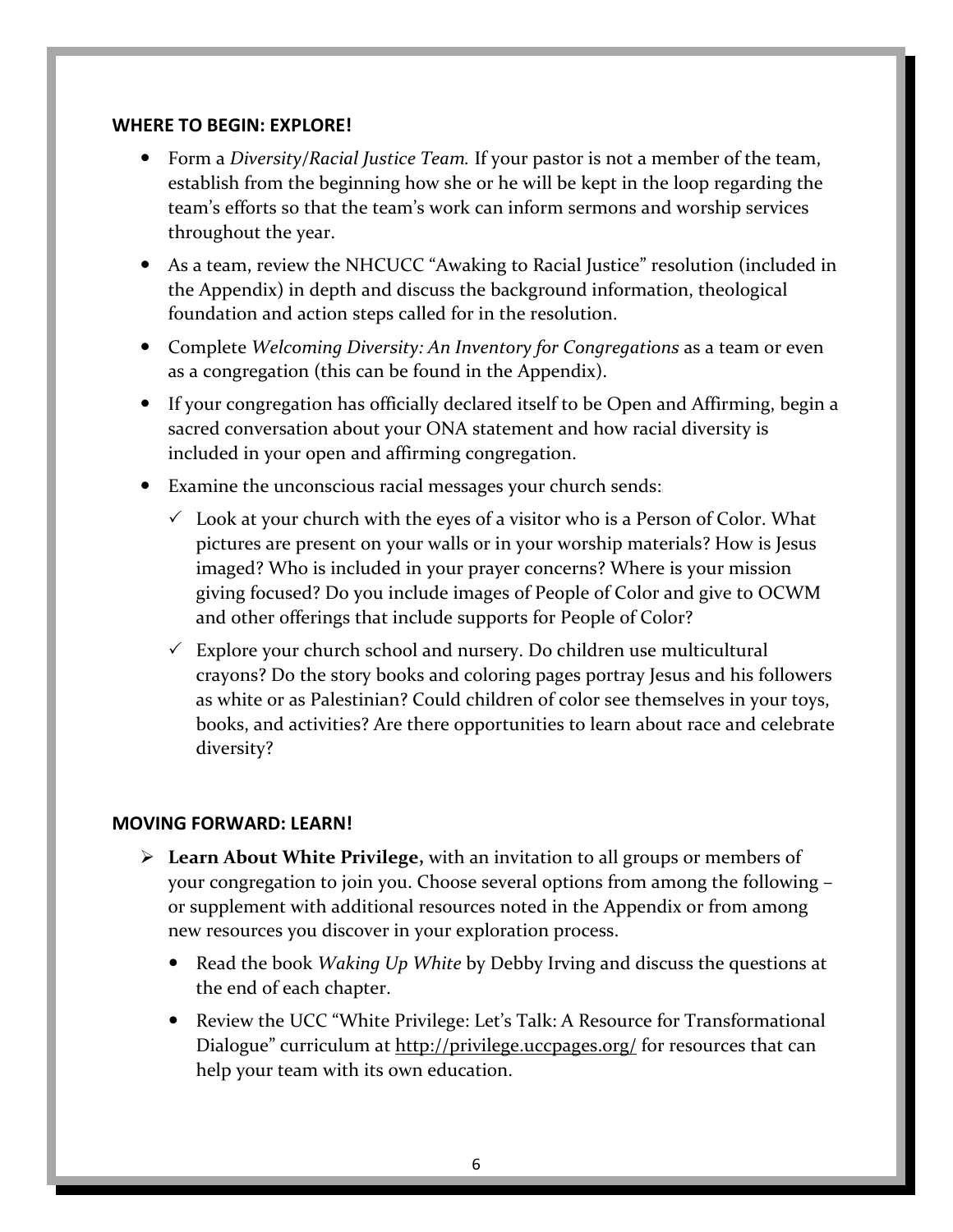**WHERE TO BEGIN: EXPLORE!**

- Form a *Diversity/Racial Justice Team.* If your pastor is not a member of the team, establish from the beginning how she or he will be kept in the loop regarding the team's efforts so that the team's work can inform sermons and worship services throughout the year.
- As a team, review the NHCUCC "Awaking to Racial Justice" resolution (included in the Appendix) in depth and discuss the background information, theological foundation and action steps called for in the resolution.
- Complete *Welcoming Diversity: An Inventory for Congregations* as a team or even as a congregation (this can be found in the Appendix).
- If your congregation has officially declared itself to be Open and Affirming, begin a sacred conversation about your ONA statement and how racial diversity is included in your open and affirming congregation.
- Examine the unconscious racial messages your church sends:
  - ✓ Look at your church with the eyes of a visitor who is a Person of Color. What pictures are present on your walls or in your worship materials? How is Jesus imaged? Who is included in your prayer concerns? Where is your mission giving focused? Do you include images of People of Color and give to OCWM and other offerings that include supports for People of Color?
  - ✓ Explore your church school and nursery. Do children use multicultural crayons? Do the story books and coloring pages portray Jesus and his followers as white or as Palestinian? Could children of color see themselves in your toys, books, and activities? Are there opportunities to learn about race and celebrate diversity?

**MOVING FORWARD: LEARN!**

- **Learn About White Privilege,** with an invitation to all groups or members of your congregation to join you. Choose several options from among the following – or supplement with additional resources noted in the Appendix or from among new resources you discover in your exploration process.
  - Read the book *Waking Up White* by Debby Irving and discuss the questions at the end of each chapter.
  - Review the UCC "White Privilege: Let's Talk: A Resource for Transformational Dialogue" curriculum at http://privilege.uccpages.org/ for resources that can help your team with its own education.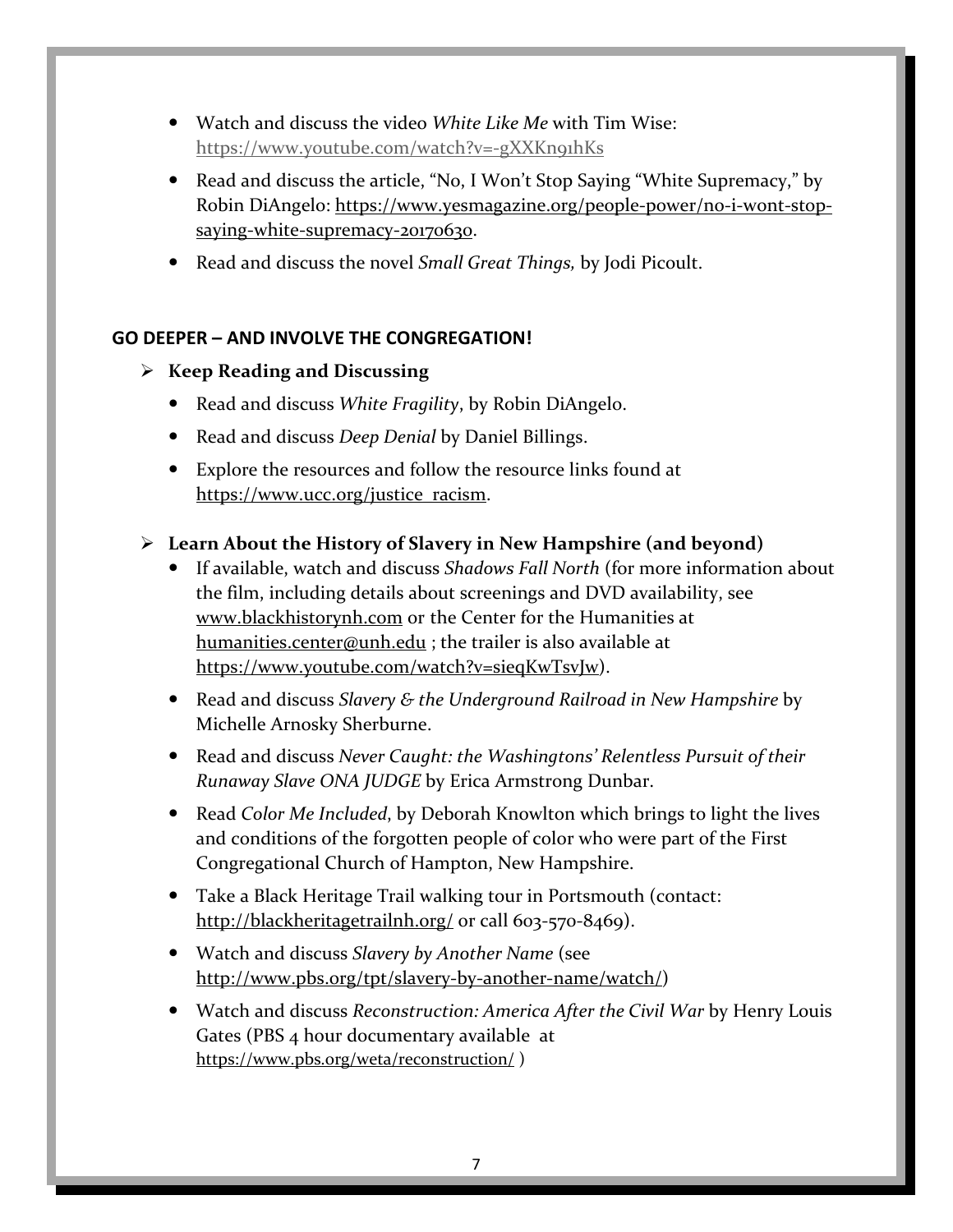- Watch and discuss the video *White Like Me* with Tim Wise: https://www.youtube.com/watch?v=-gXXKn91hKs
- Read and discuss the article, "No, I Won't Stop Saying "White Supremacy," by Robin DiAngelo: https://www.yesmagazine.org/people-power/no-i-wont-stop-saying-white-supremacy-20170630.
- Read and discuss the novel *Small Great Things,* by Jodi Picoult.

## GO DEEPER – AND INVOLVE THE CONGREGATION!

- **Keep Reading and Discussing**
  - Read and discuss *White Fragility*, by Robin DiAngelo.
  - Read and discuss *Deep Denial* by Daniel Billings.
  - Explore the resources and follow the resource links found at https://www.ucc.org/justice_racism.

- **Learn About the History of Slavery in New Hampshire (and beyond)**
  - If available, watch and discuss *Shadows Fall North* (for more information about the film, including details about screenings and DVD availability, see www.blackhistorynh.com or the Center for the Humanities at humanities.center@unh.edu ; the trailer is also available at https://www.youtube.com/watch?v=sieqKwTsvJw).
  - Read and discuss *Slavery & the Underground Railroad in New Hampshire* by Michelle Arnosky Sherburne.
  - Read and discuss *Never Caught: the Washingtons' Relentless Pursuit of their Runaway Slave ONA JUDGE* by Erica Armstrong Dunbar.
  - Read *Color Me Included*, by Deborah Knowlton which brings to light the lives and conditions of the forgotten people of color who were part of the First Congregational Church of Hampton, New Hampshire.
  - Take a Black Heritage Trail walking tour in Portsmouth (contact: http://blackheritagetrailnh.org/ or call 603-570-8469).
  - Watch and discuss *Slavery by Another Name* (see http://www.pbs.org/tpt/slavery-by-another-name/watch/)
  - Watch and discuss *Reconstruction: America After the Civil War* by Henry Louis Gates (PBS 4 hour documentary available at https://www.pbs.org/weta/reconstruction/ )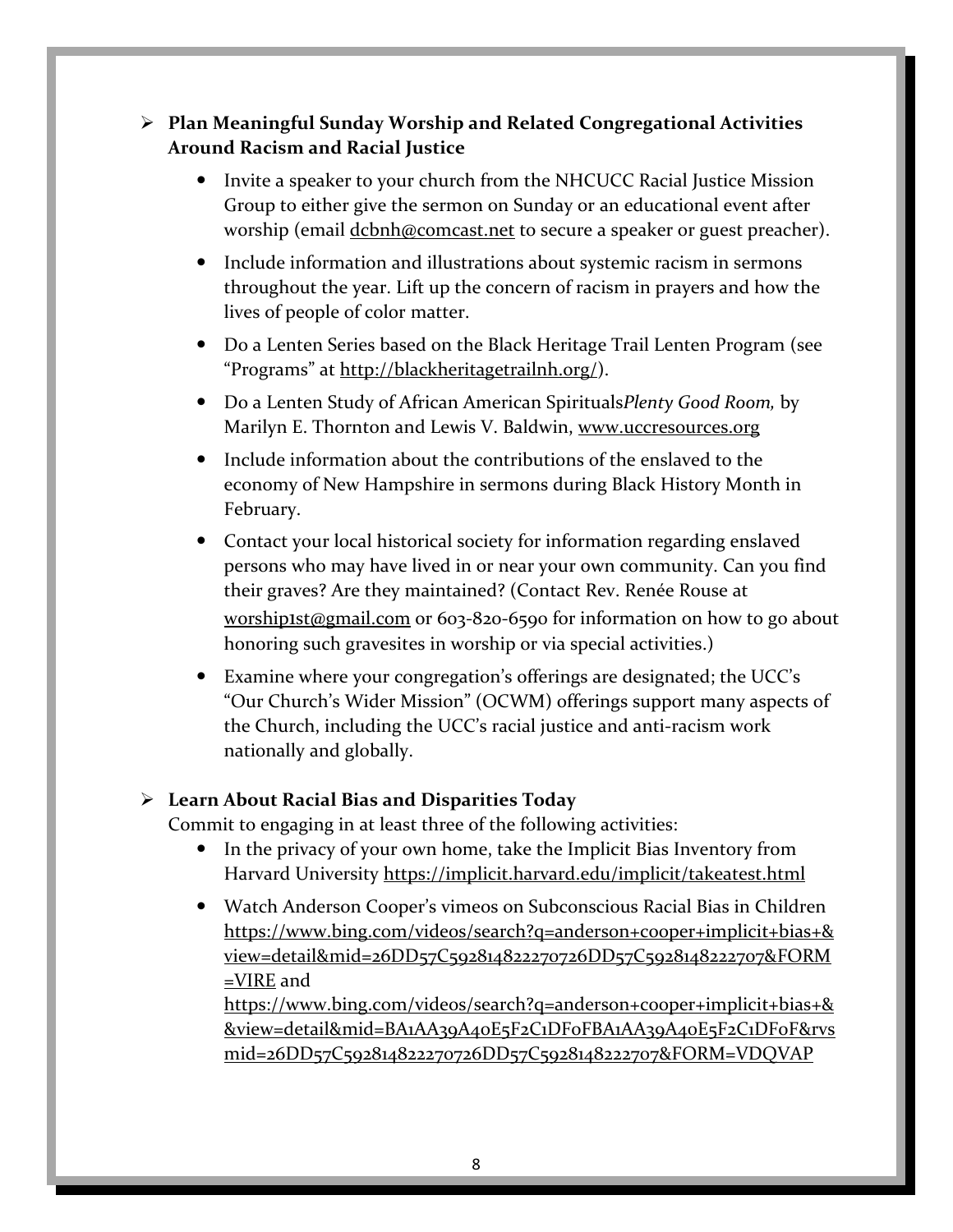- **Plan Meaningful Sunday Worship and Related Congregational Activities Around Racism and Racial Justice**
  - Invite a speaker to your church from the NHCUCC Racial Justice Mission Group to either give the sermon on Sunday or an educational event after worship (email dcbnh@comcast.net to secure a speaker or guest preacher).
  - Include information and illustrations about systemic racism in sermons throughout the year. Lift up the concern of racism in prayers and how the lives of people of color matter.
  - Do a Lenten Series based on the Black Heritage Trail Lenten Program (see "Programs" at http://blackheritagetrailnh.org/).
  - Do a Lenten Study of African American Spirituals*Plenty Good Room,* by Marilyn E. Thornton and Lewis V. Baldwin, www.uccresources.org
  - Include information about the contributions of the enslaved to the economy of New Hampshire in sermons during Black History Month in February.
  - Contact your local historical society for information regarding enslaved persons who may have lived in or near your own community. Can you find their graves? Are they maintained? (Contact Rev. Renée Rouse at worship1st@gmail.com or 603-820-6590 for information on how to go about honoring such gravesites in worship or via special activities.)
  - Examine where your congregation's offerings are designated; the UCC's "Our Church's Wider Mission" (OCWM) offerings support many aspects of the Church, including the UCC's racial justice and anti-racism work nationally and globally.

- **Learn About Racial Bias and Disparities Today**
  Commit to engaging in at least three of the following activities:
  - In the privacy of your own home, take the Implicit Bias Inventory from Harvard University https://implicit.harvard.edu/implicit/takeatest.html
  - Watch Anderson Cooper's vimeos on Subconscious Racial Bias in Children https://www.bing.com/videos/search?q=anderson+cooper+implicit+bias+&view=detail&mid=26DD57C592814822270726DD57C5928148222707&FORM=VIRE and https://www.bing.com/videos/search?q=anderson+cooper+implicit+bias+&&view=detail&mid=BA1AA39A40E5F2C1DF0FBA1AA39A40E5F2C1DF0F&rvsmid=26DD57C592814822270726DD57C5928148222707&FORM=VDQVAP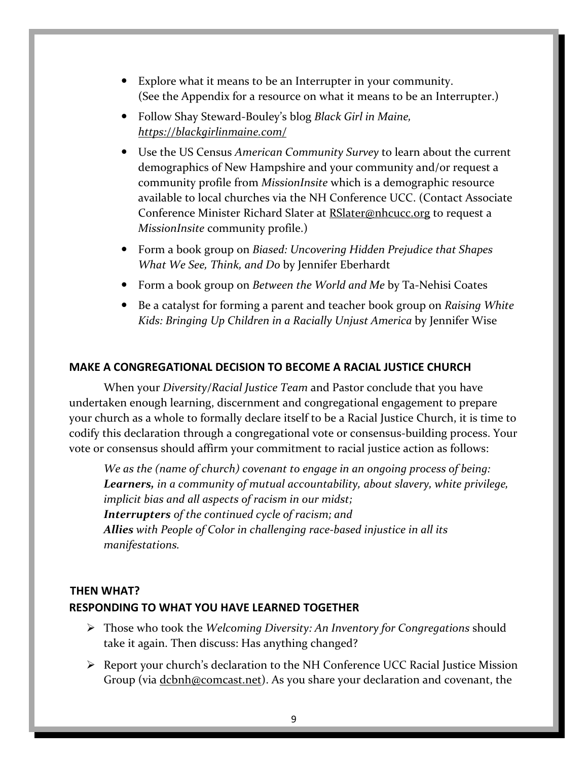- Explore what it means to be an Interrupter in your community. (See the Appendix for a resource on what it means to be an Interrupter.)
- Follow Shay Steward-Bouley's blog *Black Girl in Maine*, *https://blackgirlinmaine.com/*
- Use the US Census *American Community Survey* to learn about the current demographics of New Hampshire and your community and/or request a community profile from *MissionInsite* which is a demographic resource available to local churches via the NH Conference UCC. (Contact Associate Conference Minister Richard Slater at RSlater@nhcucc.org to request a *MissionInsite* community profile.)
- Form a book group on *Biased: Uncovering Hidden Prejudice that Shapes What We See, Think, and Do* by Jennifer Eberhardt
- Form a book group on *Between the World and Me* by Ta-Nehisi Coates
- Be a catalyst for forming a parent and teacher book group on *Raising White Kids: Bringing Up Children in a Racially Unjust America* by Jennifer Wise

## MAKE A CONGREGATIONAL DECISION TO BECOME A RACIAL JUSTICE CHURCH

When your *Diversity/Racial Justice Team* and Pastor conclude that you have undertaken enough learning, discernment and congregational engagement to prepare your church as a whole to formally declare itself to be a Racial Justice Church, it is time to codify this declaration through a congregational vote or consensus-building process. Your vote or consensus should affirm your commitment to racial justice action as follows:

> *We as the (name of church) covenant to engage in an ongoing process of being:*
> ***Learners,** in a community of mutual accountability, about slavery, white privilege, implicit bias and all aspects of racism in our midst;*
> ***Interrupters** of the continued cycle of racism; and*
> ***Allies** with People of Color in challenging race-based injustice in all its manifestations.*

## THEN WHAT?
## RESPONDING TO WHAT YOU HAVE LEARNED TOGETHER

- Those who took the *Welcoming Diversity: An Inventory for Congregations* should take it again. Then discuss: Has anything changed?
- Report your church's declaration to the NH Conference UCC Racial Justice Mission Group (via dcbnh@comcast.net). As you share your declaration and covenant, the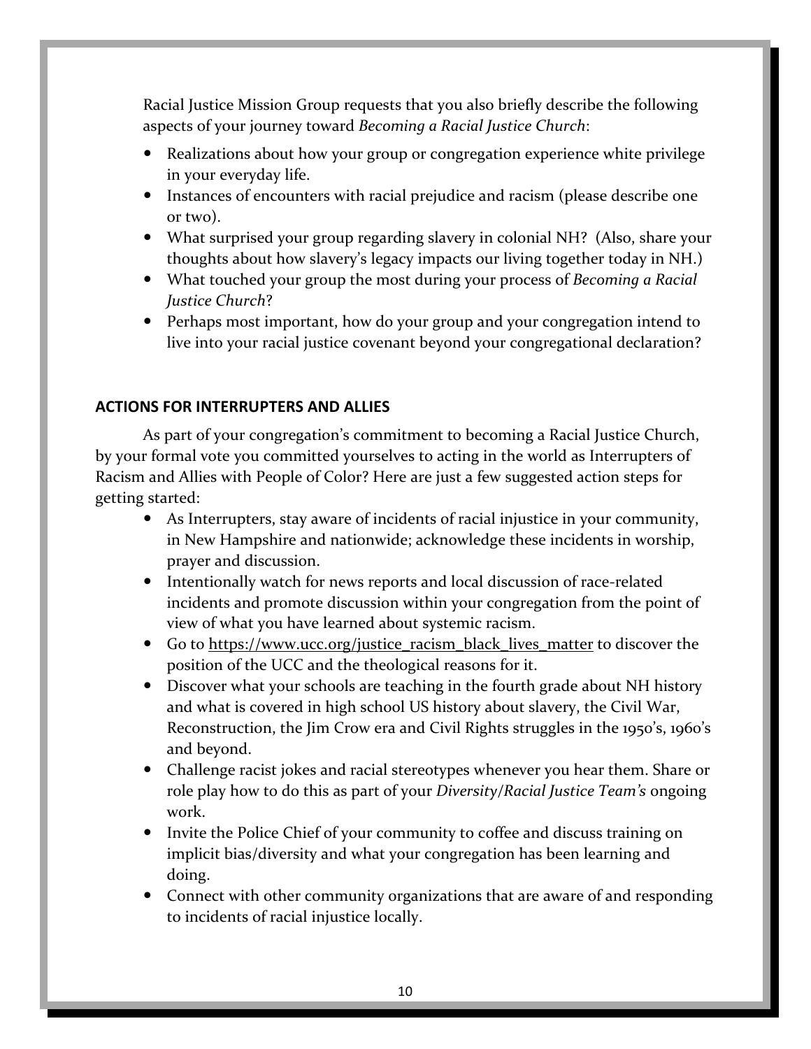Racial Justice Mission Group requests that you also briefly describe the following aspects of your journey toward *Becoming a Racial Justice Church*:

- Realizations about how your group or congregation experience white privilege in your everyday life.
- Instances of encounters with racial prejudice and racism (please describe one or two).
- What surprised your group regarding slavery in colonial NH? (Also, share your thoughts about how slavery's legacy impacts our living together today in NH.)
- What touched your group the most during your process of *Becoming a Racial Justice Church*?
- Perhaps most important, how do your group and your congregation intend to live into your racial justice covenant beyond your congregational declaration?

## ACTIONS FOR INTERRUPTERS AND ALLIES

As part of your congregation's commitment to becoming a Racial Justice Church, by your formal vote you committed yourselves to acting in the world as Interrupters of Racism and Allies with People of Color? Here are just a few suggested action steps for getting started:

- As Interrupters, stay aware of incidents of racial injustice in your community, in New Hampshire and nationwide; acknowledge these incidents in worship, prayer and discussion.
- Intentionally watch for news reports and local discussion of race-related incidents and promote discussion within your congregation from the point of view of what you have learned about systemic racism.
- Go to https://www.ucc.org/justice_racism_black_lives_matter to discover the position of the UCC and the theological reasons for it.
- Discover what your schools are teaching in the fourth grade about NH history and what is covered in high school US history about slavery, the Civil War, Reconstruction, the Jim Crow era and Civil Rights struggles in the 1950's, 1960's and beyond.
- Challenge racist jokes and racial stereotypes whenever you hear them. Share or role play how to do this as part of your *Diversity/Racial Justice Team's* ongoing work.
- Invite the Police Chief of your community to coffee and discuss training on implicit bias/diversity and what your congregation has been learning and doing.
- Connect with other community organizations that are aware of and responding to incidents of racial injustice locally.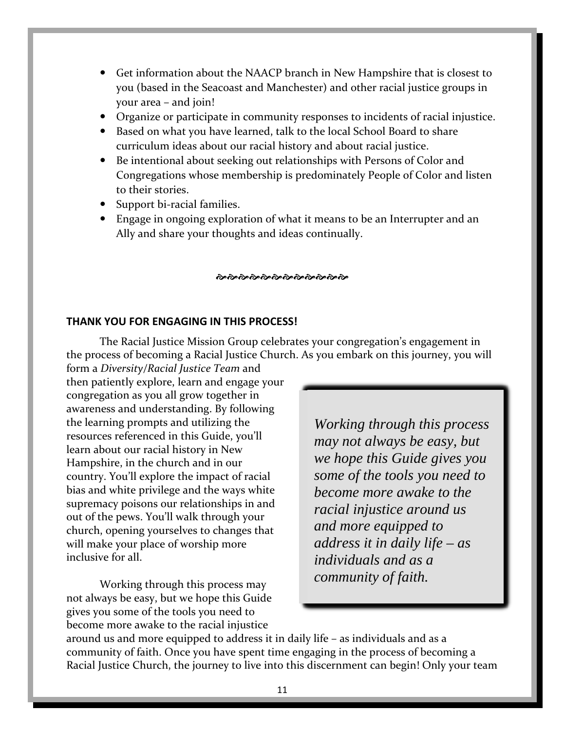- Get information about the NAACP branch in New Hampshire that is closest to you (based in the Seacoast and Manchester) and other racial justice groups in your area – and join!
- Organize or participate in community responses to incidents of racial injustice.
- Based on what you have learned, talk to the local School Board to share curriculum ideas about our racial history and about racial justice.
- Be intentional about seeking out relationships with Persons of Color and Congregations whose membership is predominately People of Color and listen to their stories.
- Support bi-racial families.
- Engage in ongoing exploration of what it means to be an Interrupter and an Ally and share your thoughts and ideas continually.

**THANK YOU FOR ENGAGING IN THIS PROCESS!**

The Racial Justice Mission Group celebrates your congregation's engagement in the process of becoming a Racial Justice Church. As you embark on this journey, you will form a *Diversity/Racial Justice Team* and then patiently explore, learn and engage your congregation as you all grow together in awareness and understanding. By following the learning prompts and utilizing the resources referenced in this Guide, you'll learn about our racial history in New Hampshire, in the church and in our country. You'll explore the impact of racial bias and white privilege and the ways white supremacy poisons our relationships in and out of the pews. You'll walk through your church, opening yourselves to changes that will make your place of worship more inclusive for all.

> *Working through this process may not always be easy, but we hope this Guide gives you some of the tools you need to become more awake to the racial injustice around us and more equipped to address it in daily life – as individuals and as a community of faith.*

Working through this process may not always be easy, but we hope this Guide gives you some of the tools you need to become more awake to the racial injustice around us and more equipped to address it in daily life – as individuals and as a community of faith. Once you have spent time engaging in the process of becoming a Racial Justice Church, the journey to live into this discernment can begin! Only your team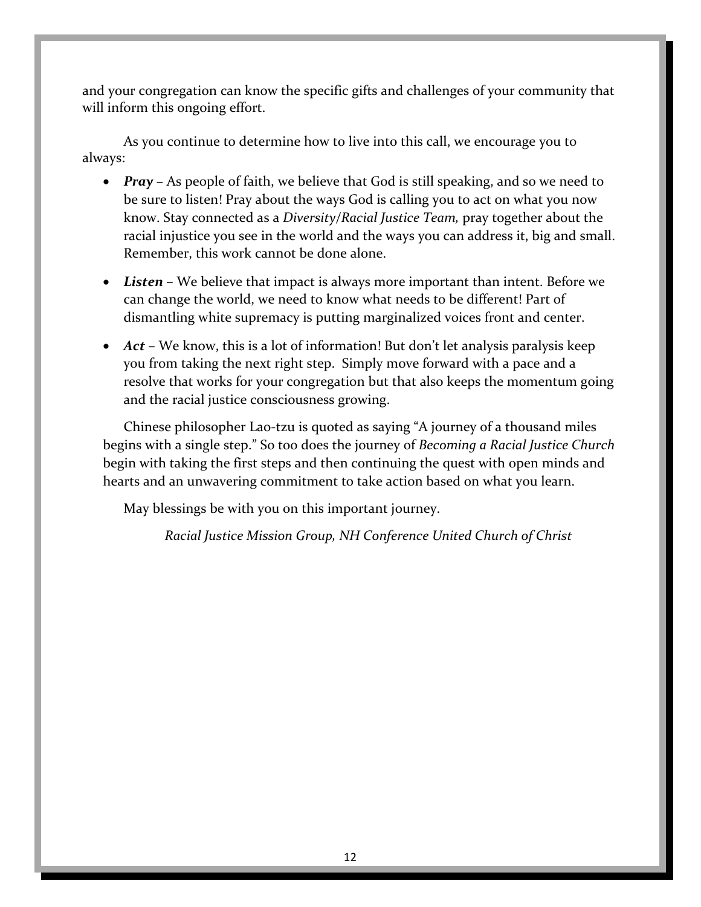and your congregation can know the specific gifts and challenges of your community that will inform this ongoing effort.

As you continue to determine how to live into this call, we encourage you to always:

- ***Pray*** – As people of faith, we believe that God is still speaking, and so we need to be sure to listen! Pray about the ways God is calling you to act on what you now know. Stay connected as a *Diversity/Racial Justice Team,* pray together about the racial injustice you see in the world and the ways you can address it, big and small. Remember, this work cannot be done alone.
- ***Listen*** – We believe that impact is always more important than intent. Before we can change the world, we need to know what needs to be different! Part of dismantling white supremacy is putting marginalized voices front and center.
- ***Act*** – We know, this is a lot of information! But don't let analysis paralysis keep you from taking the next right step. Simply move forward with a pace and a resolve that works for your congregation but that also keeps the momentum going and the racial justice consciousness growing.

Chinese philosopher Lao-tzu is quoted as saying "A journey of a thousand miles begins with a single step." So too does the journey of *Becoming a Racial Justice Church* begin with taking the first steps and then continuing the quest with open minds and hearts and an unwavering commitment to take action based on what you learn.

May blessings be with you on this important journey.

*Racial Justice Mission Group, NH Conference United Church of Christ*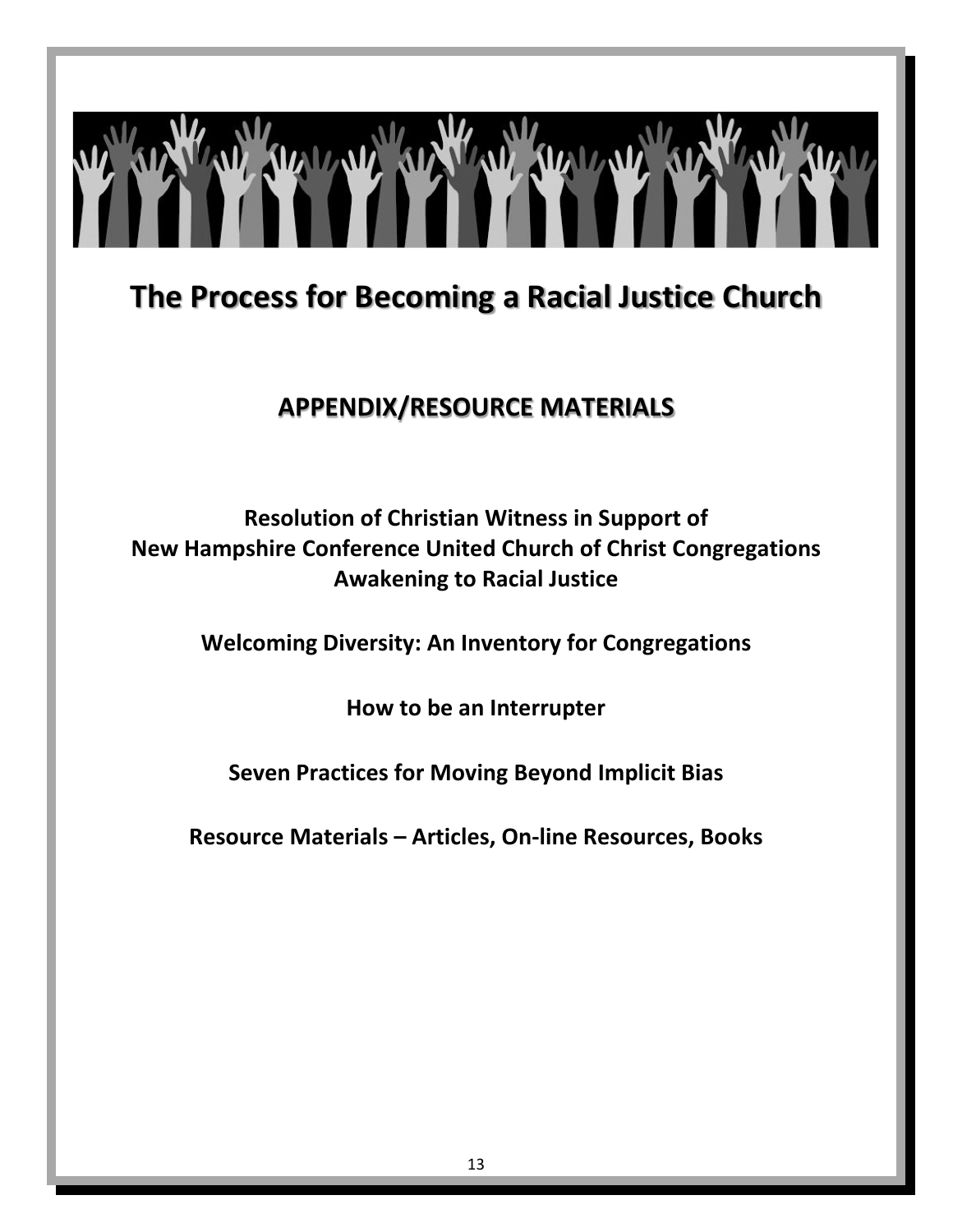# The Process for Becoming a Racial Justice Church

## APPENDIX/RESOURCE MATERIALS

**Resolution of Christian Witness in Support of New Hampshire Conference United Church of Christ Congregations Awakening to Racial Justice**

**Welcoming Diversity: An Inventory for Congregations**

**How to be an Interrupter**

**Seven Practices for Moving Beyond Implicit Bias**

**Resource Materials – Articles, On-line Resources, Books**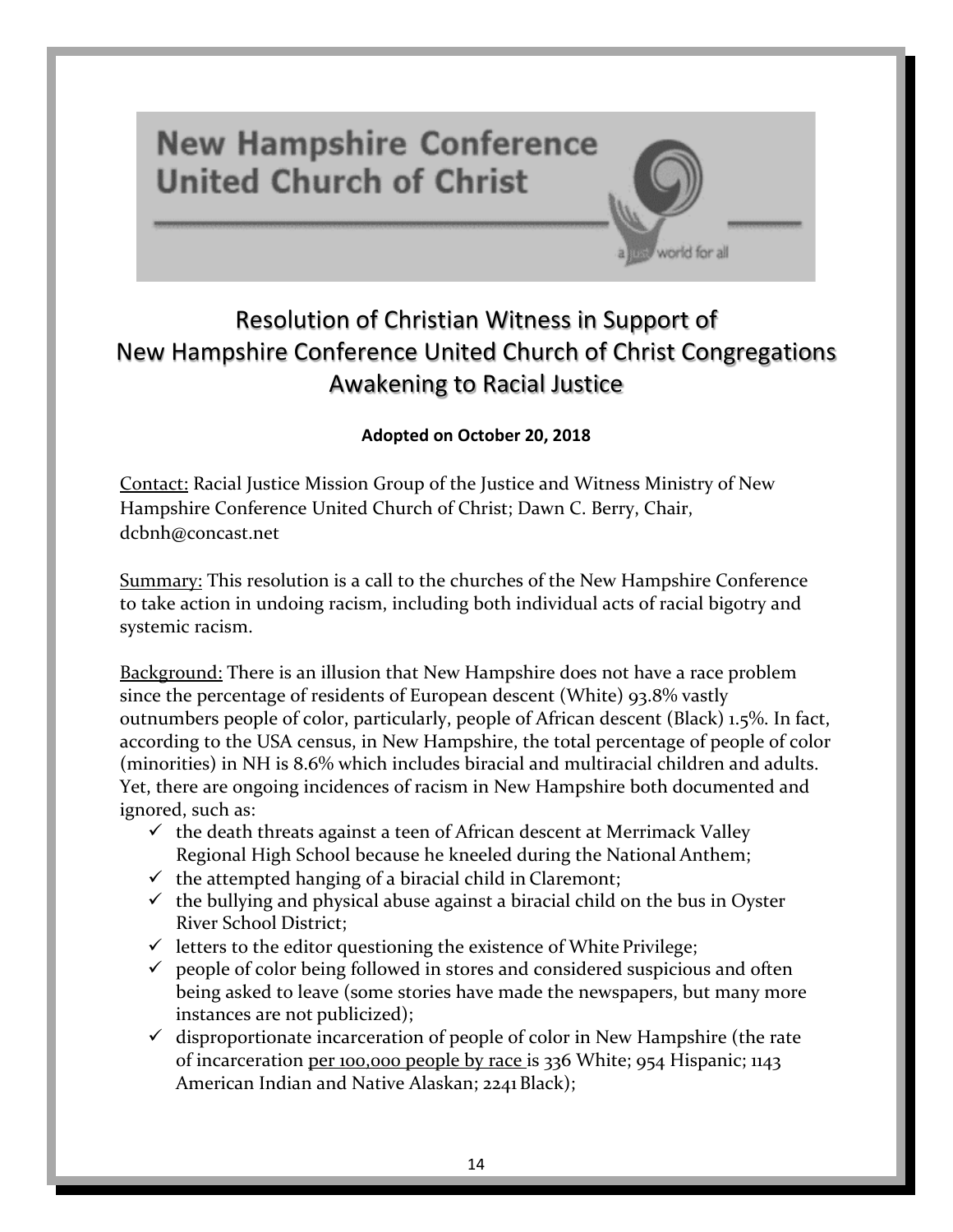# New Hampshire Conference United Church of Christ

a just world for all

## Resolution of Christian Witness in Support of New Hampshire Conference United Church of Christ Congregations Awakening to Racial Justice

**Adopted on October 20, 2018**

Contact: Racial Justice Mission Group of the Justice and Witness Ministry of New Hampshire Conference United Church of Christ; Dawn C. Berry, Chair, dcbnh@concast.net

Summary: This resolution is a call to the churches of the New Hampshire Conference to take action in undoing racism, including both individual acts of racial bigotry and systemic racism.

Background: There is an illusion that New Hampshire does not have a race problem since the percentage of residents of European descent (White) 93.8% vastly outnumbers people of color, particularly, people of African descent (Black) 1.5%. In fact, according to the USA census, in New Hampshire, the total percentage of people of color (minorities) in NH is 8.6% which includes biracial and multiracial children and adults. Yet, there are ongoing incidences of racism in New Hampshire both documented and ignored, such as:

- ✓ the death threats against a teen of African descent at Merrimack Valley Regional High School because he kneeled during the National Anthem;
- ✓ the attempted hanging of a biracial child in Claremont;
- ✓ the bullying and physical abuse against a biracial child on the bus in Oyster River School District;
- ✓ letters to the editor questioning the existence of White Privilege;
- ✓ people of color being followed in stores and considered suspicious and often being asked to leave (some stories have made the newspapers, but many more instances are not publicized);
- ✓ disproportionate incarceration of people of color in New Hampshire (the rate of incarceration per 100,000 people by race is 336 White; 954 Hispanic; 1143 American Indian and Native Alaskan; 2241 Black);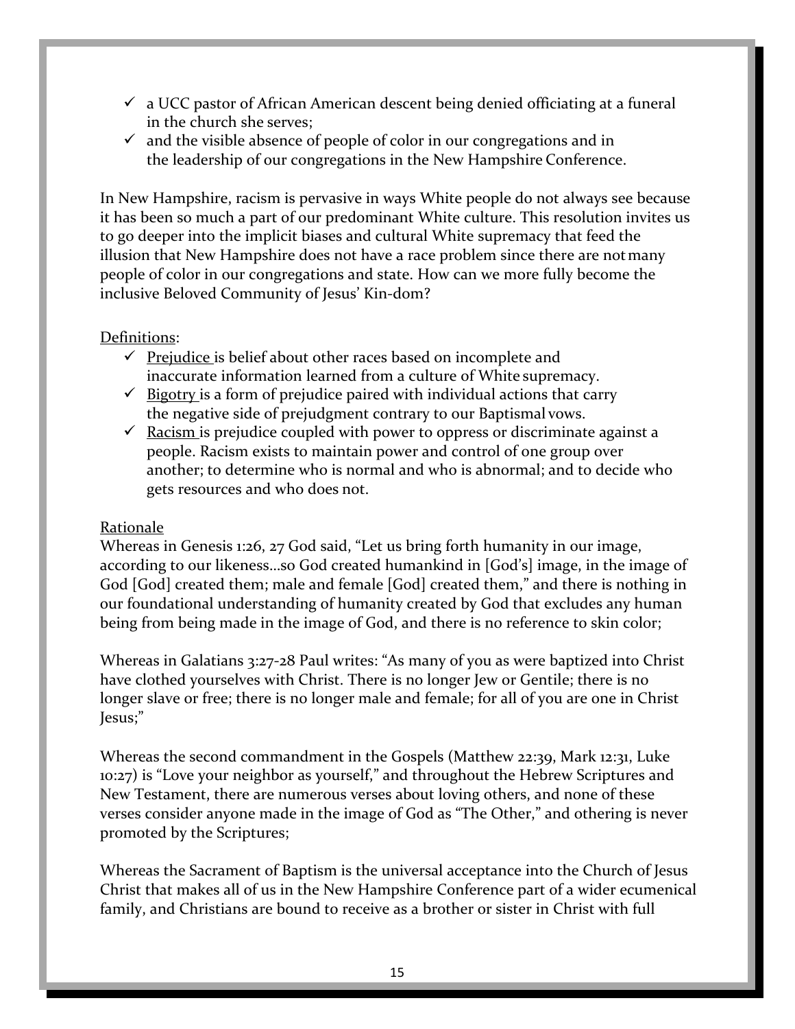- ✓ a UCC pastor of African American descent being denied officiating at a funeral in the church she serves;
- ✓ and the visible absence of people of color in our congregations and in the leadership of our congregations in the New Hampshire Conference.

In New Hampshire, racism is pervasive in ways White people do not always see because it has been so much a part of our predominant White culture. This resolution invites us to go deeper into the implicit biases and cultural White supremacy that feed the illusion that New Hampshire does not have a race problem since there are not many people of color in our congregations and state. How can we more fully become the inclusive Beloved Community of Jesus' Kin-dom?

Definitions:

- ✓ Prejudice is belief about other races based on incomplete and inaccurate information learned from a culture of White supremacy.
- ✓ Bigotry is a form of prejudice paired with individual actions that carry the negative side of prejudgment contrary to our Baptismal vows.
- ✓ Racism is prejudice coupled with power to oppress or discriminate against a people. Racism exists to maintain power and control of one group over another; to determine who is normal and who is abnormal; and to decide who gets resources and who does not.

Rationale

Whereas in Genesis 1:26, 27 God said, "Let us bring forth humanity in our image, according to our likeness…so God created humankind in [God's] image, in the image of God [God] created them; male and female [God] created them," and there is nothing in our foundational understanding of humanity created by God that excludes any human being from being made in the image of God, and there is no reference to skin color;

Whereas in Galatians 3:27-28 Paul writes: "As many of you as were baptized into Christ have clothed yourselves with Christ. There is no longer Jew or Gentile; there is no longer slave or free; there is no longer male and female; for all of you are one in Christ Jesus;"

Whereas the second commandment in the Gospels (Matthew 22:39, Mark 12:31, Luke 10:27) is "Love your neighbor as yourself," and throughout the Hebrew Scriptures and New Testament, there are numerous verses about loving others, and none of these verses consider anyone made in the image of God as "The Other," and othering is never promoted by the Scriptures;

Whereas the Sacrament of Baptism is the universal acceptance into the Church of Jesus Christ that makes all of us in the New Hampshire Conference part of a wider ecumenical family, and Christians are bound to receive as a brother or sister in Christ with full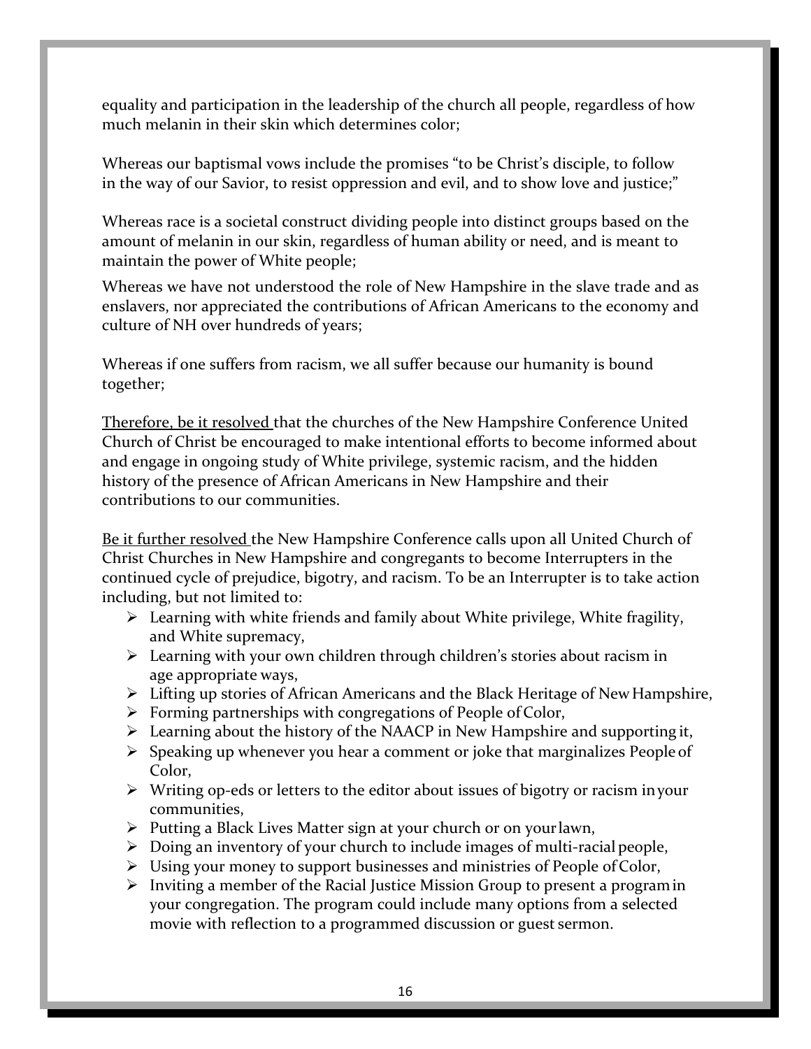equality and participation in the leadership of the church all people, regardless of how much melanin in their skin which determines color;

Whereas our baptismal vows include the promises "to be Christ's disciple, to follow in the way of our Savior, to resist oppression and evil, and to show love and justice;"

Whereas race is a societal construct dividing people into distinct groups based on the amount of melanin in our skin, regardless of human ability or need, and is meant to maintain the power of White people;

Whereas we have not understood the role of New Hampshire in the slave trade and as enslavers, nor appreciated the contributions of African Americans to the economy and culture of NH over hundreds of years;

Whereas if one suffers from racism, we all suffer because our humanity is bound together;

<u>Therefore, be it resolved</u> that the churches of the New Hampshire Conference United Church of Christ be encouraged to make intentional efforts to become informed about and engage in ongoing study of White privilege, systemic racism, and the hidden history of the presence of African Americans in New Hampshire and their contributions to our communities.

<u>Be it further resolved</u> the New Hampshire Conference calls upon all United Church of Christ Churches in New Hampshire and congregants to become Interrupters in the continued cycle of prejudice, bigotry, and racism. To be an Interrupter is to take action including, but not limited to:

- Learning with white friends and family about White privilege, White fragility, and White supremacy,
- Learning with your own children through children's stories about racism in age appropriate ways,
- Lifting up stories of African Americans and the Black Heritage of New Hampshire,
- Forming partnerships with congregations of People of Color,
- Learning about the history of the NAACP in New Hampshire and supporting it,
- Speaking up whenever you hear a comment or joke that marginalizes People of Color,
- Writing op-eds or letters to the editor about issues of bigotry or racism in your communities,
- Putting a Black Lives Matter sign at your church or on your lawn,
- Doing an inventory of your church to include images of multi-racial people,
- Using your money to support businesses and ministries of People of Color,
- Inviting a member of the Racial Justice Mission Group to present a program in your congregation. The program could include many options from a selected movie with reflection to a programmed discussion or guest sermon.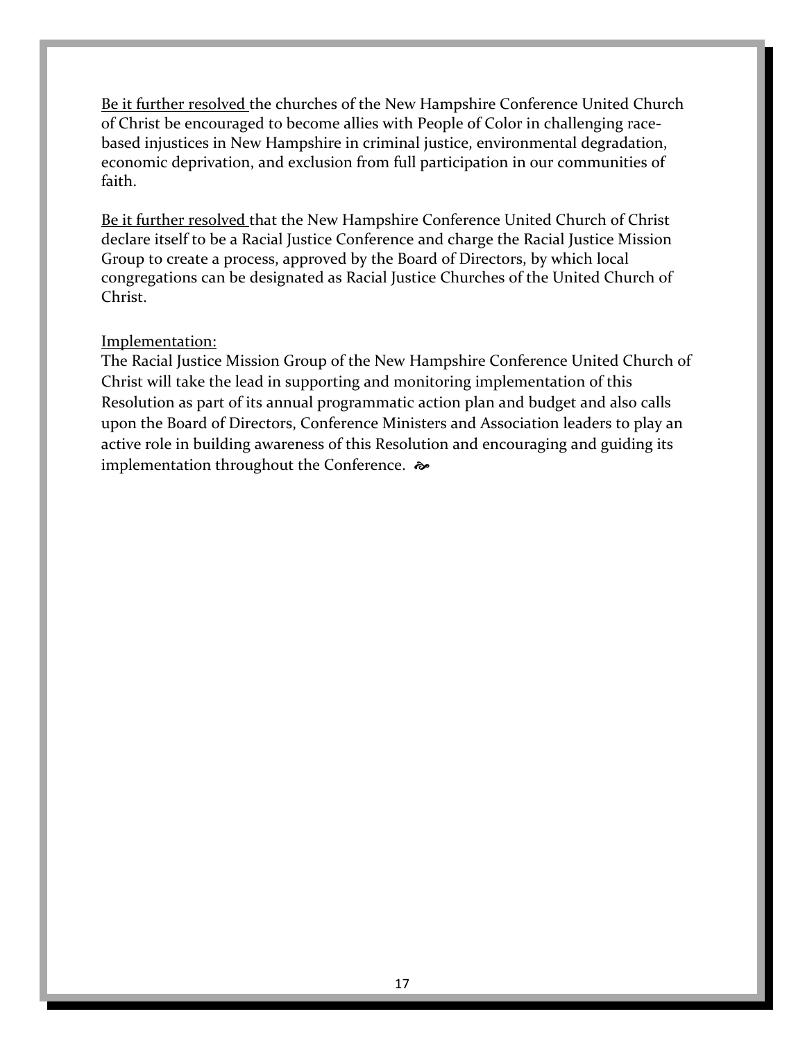<u>Be it further resolved</u> the churches of the New Hampshire Conference United Church of Christ be encouraged to become allies with People of Color in challenging race-based injustices in New Hampshire in criminal justice, environmental degradation, economic deprivation, and exclusion from full participation in our communities of faith.

<u>Be it further resolved</u> that the New Hampshire Conference United Church of Christ declare itself to be a Racial Justice Conference and charge the Racial Justice Mission Group to create a process, approved by the Board of Directors, by which local congregations can be designated as Racial Justice Churches of the United Church of Christ.

<u>Implementation:</u>
The Racial Justice Mission Group of the New Hampshire Conference United Church of Christ will take the lead in supporting and monitoring implementation of this Resolution as part of its annual programmatic action plan and budget and also calls upon the Board of Directors, Conference Ministers and Association leaders to play an active role in building awareness of this Resolution and encouraging and guiding its implementation throughout the Conference. ☙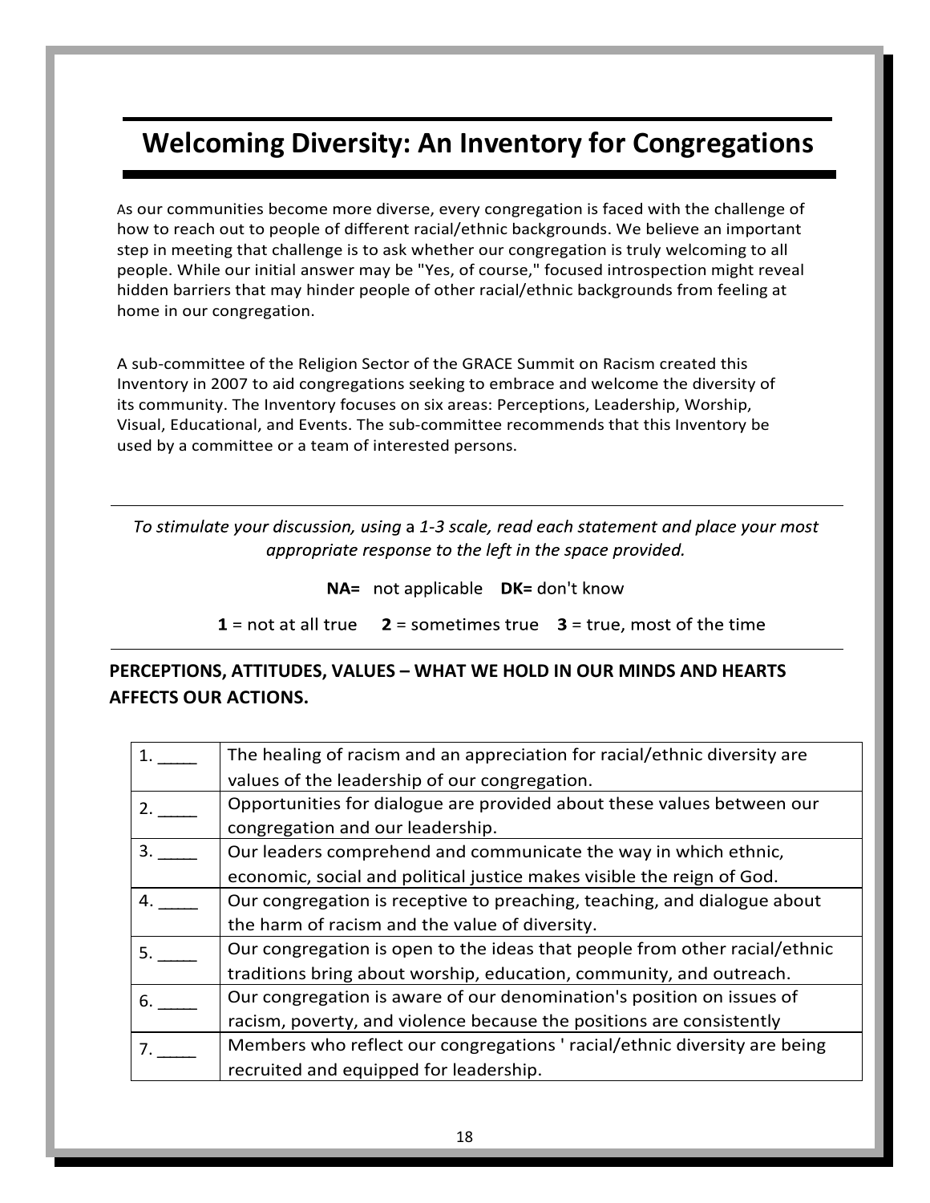# Welcoming Diversity: An Inventory for Congregations

As our communities become more diverse, every congregation is faced with the challenge of how to reach out to people of different racial/ethnic backgrounds. We believe an important step in meeting that challenge is to ask whether our congregation is truly welcoming to all people. While our initial answer may be "Yes, of course," focused introspection might reveal hidden barriers that may hinder people of other racial/ethnic backgrounds from feeling at home in our congregation.

A sub-committee of the Religion Sector of the GRACE Summit on Racism created this Inventory in 2007 to aid congregations seeking to embrace and welcome the diversity of its community. The Inventory focuses on six areas: Perceptions, Leadership, Worship, Visual, Educational, and Events. The sub-committee recommends that this Inventory be used by a committee or a team of interested persons.

---

*To stimulate your discussion, using a 1-3 scale, read each statement and place your most appropriate response to the left in the space provided.*

**NA=** not applicable **DK=** don't know

**1** = not at all true **2** = sometimes true **3** = true, most of the time

---

**PERCEPTIONS, ATTITUDES, VALUES – WHAT WE HOLD IN OUR MINDS AND HEARTS AFFECTS OUR ACTIONS.**

| | |
|---|---|
| 1. ____ | The healing of racism and an appreciation for racial/ethnic diversity are values of the leadership of our congregation. |
| 2. ____ | Opportunities for dialogue are provided about these values between our congregation and our leadership. |
| 3. ____ | Our leaders comprehend and communicate the way in which ethnic, economic, social and political justice makes visible the reign of God. |
| 4. ____ | Our congregation is receptive to preaching, teaching, and dialogue about the harm of racism and the value of diversity. |
| 5. ____ | Our congregation is open to the ideas that people from other racial/ethnic traditions bring about worship, education, community, and outreach. |
| 6. ____ | Our congregation is aware of our denomination's position on issues of racism, poverty, and violence because the positions are consistently |
| 7. ____ | Members who reflect our congregations ' racial/ethnic diversity are being recruited and equipped for leadership. |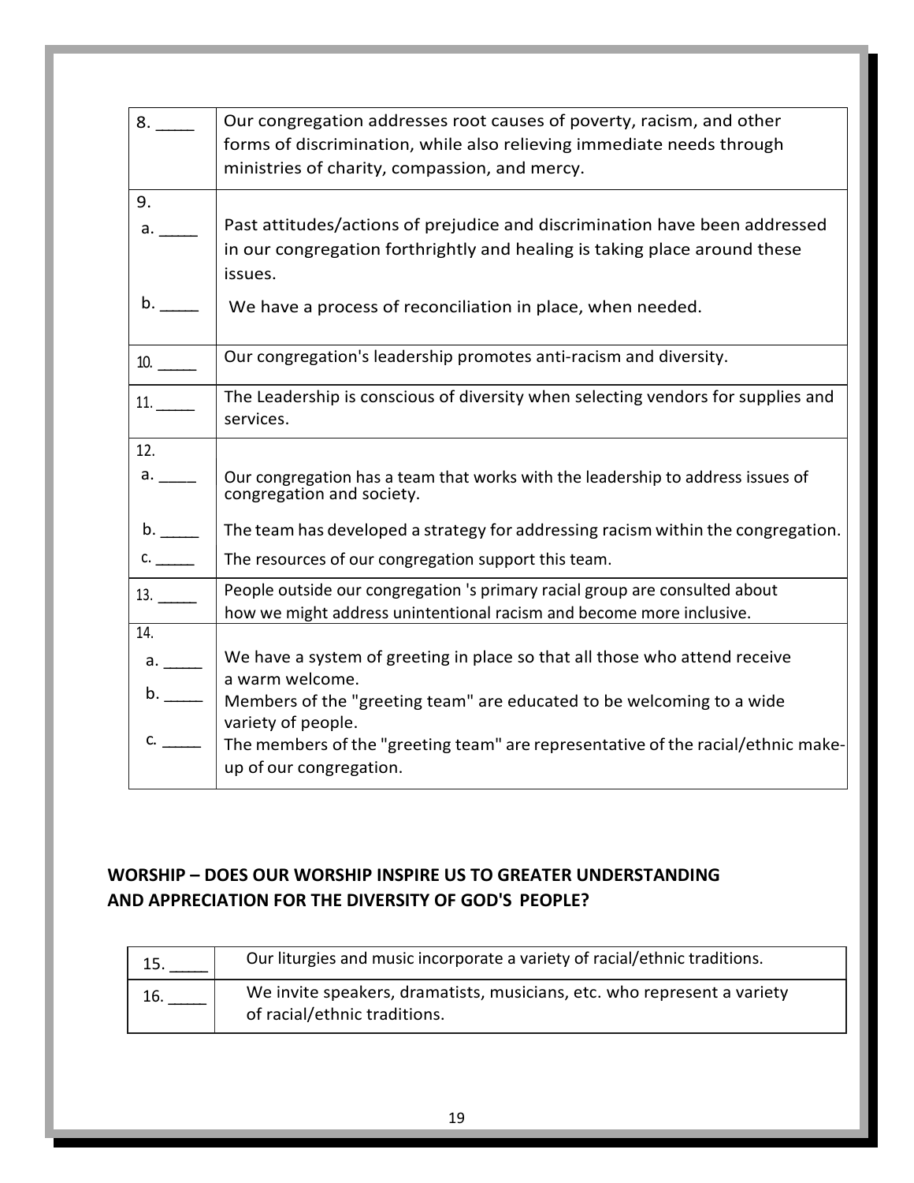| | |
|---|---|
| 8. ____ | Our congregation addresses root causes of poverty, racism, and other forms of discrimination, while also relieving immediate needs through ministries of charity, compassion, and mercy. |
| 9. a. ____ | Past attitudes/actions of prejudice and discrimination have been addressed in our congregation forthrightly and healing is taking place around these issues. |
| b. ____ | We have a process of reconciliation in place, when needed. |
| 10. ____ | Our congregation's leadership promotes anti-racism and diversity. |
| 11. ____ | The Leadership is conscious of diversity when selecting vendors for supplies and services. |
| 12. a. ____ | Our congregation has a team that works with the leadership to address issues of congregation and society. |
| b. ____ | The team has developed a strategy for addressing racism within the congregation. |
| c. ____ | The resources of our congregation support this team. |
| 13. ____ | People outside our congregation 's primary racial group are consulted about how we might address unintentional racism and become more inclusive. |
| 14. a. ____ | We have a system of greeting in place so that all those who attend receive a warm welcome. |
| b. ____ | Members of the "greeting team" are educated to be welcoming to a wide variety of people. |
| c. ____ | The members of the "greeting team" are representative of the racial/ethnic make-up of our congregation. |

## WORSHIP – DOES OUR WORSHIP INSPIRE US TO GREATER UNDERSTANDING AND APPRECIATION FOR THE DIVERSITY OF GOD'S PEOPLE?

| | |
|---|---|
| 15. ____ | Our liturgies and music incorporate a variety of racial/ethnic traditions. |
| 16. ____ | We invite speakers, dramatists, musicians, etc. who represent a variety of racial/ethnic traditions. |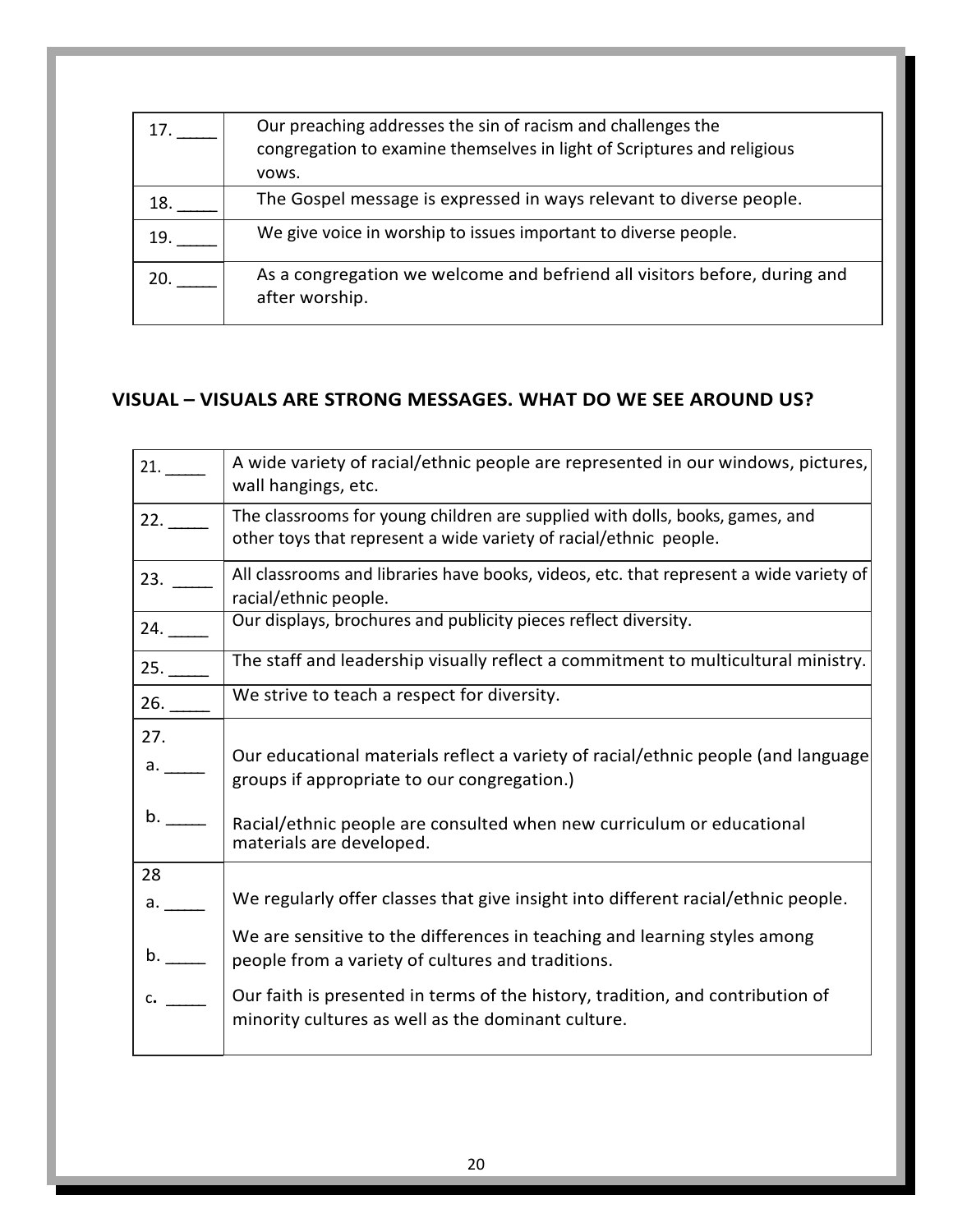| | |
|---|---|
| 17. ____ | Our preaching addresses the sin of racism and challenges the congregation to examine themselves in light of Scriptures and religious vows. |
| 18. ____ | The Gospel message is expressed in ways relevant to diverse people. |
| 19. ____ | We give voice in worship to issues important to diverse people. |
| 20. ____ | As a congregation we welcome and befriend all visitors before, during and after worship. |

## VISUAL – VISUALS ARE STRONG MESSAGES. WHAT DO WE SEE AROUND US?

| | |
|---|---|
| 21. ____ | A wide variety of racial/ethnic people are represented in our windows, pictures, wall hangings, etc. |
| 22. ____ | The classrooms for young children are supplied with dolls, books, games, and other toys that represent a wide variety of racial/ethnic people. |
| 23. ____ | All classrooms and libraries have books, videos, etc. that represent a wide variety of racial/ethnic people. |
| 24. ____ | Our displays, brochures and publicity pieces reflect diversity. |
| 25. ____ | The staff and leadership visually reflect a commitment to multicultural ministry. |
| 26. ____ | We strive to teach a respect for diversity. |
| 27. | |
| a. ____ | Our educational materials reflect a variety of racial/ethnic people (and language groups if appropriate to our congregation.) |
| b. ____ | Racial/ethnic people are consulted when new curriculum or educational materials are developed. |
| 28 | |
| a. ____ | We regularly offer classes that give insight into different racial/ethnic people. |
| b. ____ | We are sensitive to the differences in teaching and learning styles among people from a variety of cultures and traditions. |
| c. ____ | Our faith is presented in terms of the history, tradition, and contribution of minority cultures as well as the dominant culture. |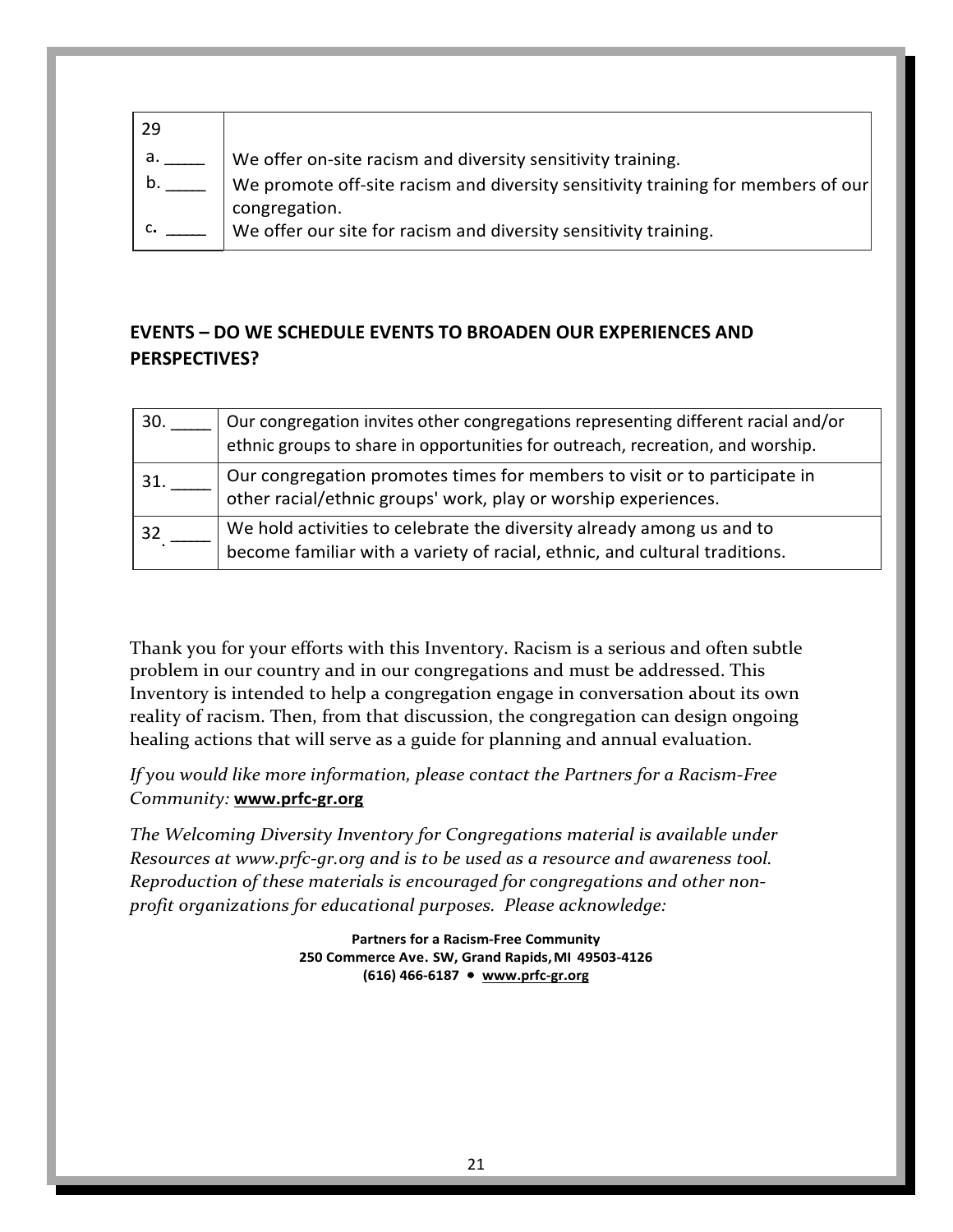| | |
|---|---|
| 29 | |
| a. ____ | We offer on-site racism and diversity sensitivity training. |
| b. ____ | We promote off-site racism and diversity sensitivity training for members of our congregation. |
| c. ____ | We offer our site for racism and diversity sensitivity training. |

**EVENTS – DO WE SCHEDULE EVENTS TO BROADEN OUR EXPERIENCES AND PERSPECTIVES?**

| | |
|---|---|
| 30. ____ | Our congregation invites other congregations representing different racial and/or ethnic groups to share in opportunities for outreach, recreation, and worship. |
| 31. ____ | Our congregation promotes times for members to visit or to participate in other racial/ethnic groups' work, play or worship experiences. |
| 32. ____ | We hold activities to celebrate the diversity already among us and to become familiar with a variety of racial, ethnic, and cultural traditions. |

Thank you for your efforts with this Inventory. Racism is a serious and often subtle problem in our country and in our congregations and must be addressed. This Inventory is intended to help a congregation engage in conversation about its own reality of racism. Then, from that discussion, the congregation can design ongoing healing actions that will serve as a guide for planning and annual evaluation.

*If you would like more information, please contact the Partners for a Racism-Free Community:* **www.prfc-gr.org**

*The Welcoming Diversity Inventory for Congregations material is available under Resources at www.prfc-gr.org and is to be used as a resource and awareness tool. Reproduction of these materials is encouraged for congregations and other non-profit organizations for educational purposes. Please acknowledge:*

**Partners for a Racism-Free Community**
**250 Commerce Ave. SW, Grand Rapids, MI 49503-4126**
**(616) 466-6187 • www.prfc-gr.org**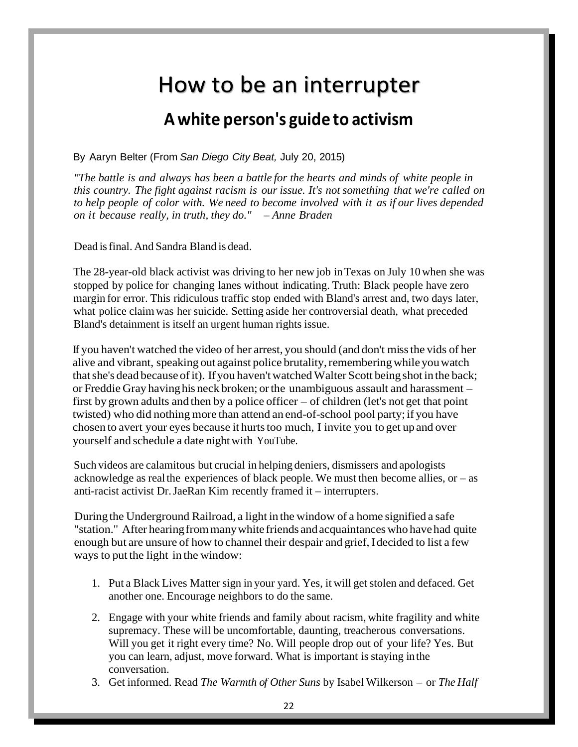# How to be an interrupter

## A white person's guide to activism

By Aaryn Belter (From *San Diego City Beat,* July 20, 2015)

*"The battle is and always has been a battle for the hearts and minds of white people in this country. The fight against racism is our issue. It's not something that we're called on to help people of color with. We need to become involved with it as if our lives depended on it because really, in truth, they do." – Anne Braden*

Dead is final. And Sandra Bland is dead.

The 28-year-old black activist was driving to her new job in Texas on July 10 when she was stopped by police for changing lanes without indicating. Truth: Black people have zero margin for error. This ridiculous traffic stop ended with Bland's arrest and, two days later, what police claim was her suicide. Setting aside her controversial death, what preceded Bland's detainment is itself an urgent human rights issue.

If you haven't watched the video of her arrest, you should (and don't miss the vids of her alive and vibrant, speaking out against police brutality, remembering while you watch that she's dead because of it). If you haven't watched Walter Scott being shot in the back; or Freddie Gray having his neck broken; or the unambiguous assault and harassment – first by grown adults and then by a police officer – of children (let's not get that point twisted) who did nothing more than attend an end-of-school pool party; if you have chosen to avert your eyes because it hurts too much, I invite you to get up and over yourself and schedule a date night with YouTube.

Such videos are calamitous but crucial in helping deniers, dismissers and apologists acknowledge as real the experiences of black people. We must then become allies, or – as anti-racist activist Dr. JaeRan Kim recently framed it – interrupters.

During the Underground Railroad, a light in the window of a home signified a safe "station." After hearing from many white friends and acquaintances who have had quite enough but are unsure of how to channel their despair and grief, I decided to list a few ways to put the light in the window:

1. Put a Black Lives Matter sign in your yard. Yes, it will get stolen and defaced. Get another one. Encourage neighbors to do the same.
2. Engage with your white friends and family about racism, white fragility and white supremacy. These will be uncomfortable, daunting, treacherous conversations. Will you get it right every time? No. Will people drop out of your life? Yes. But you can learn, adjust, move forward. What is important is staying in the conversation.
3. Get informed. Read *The Warmth of Other Suns* by Isabel Wilkerson – or *The Half*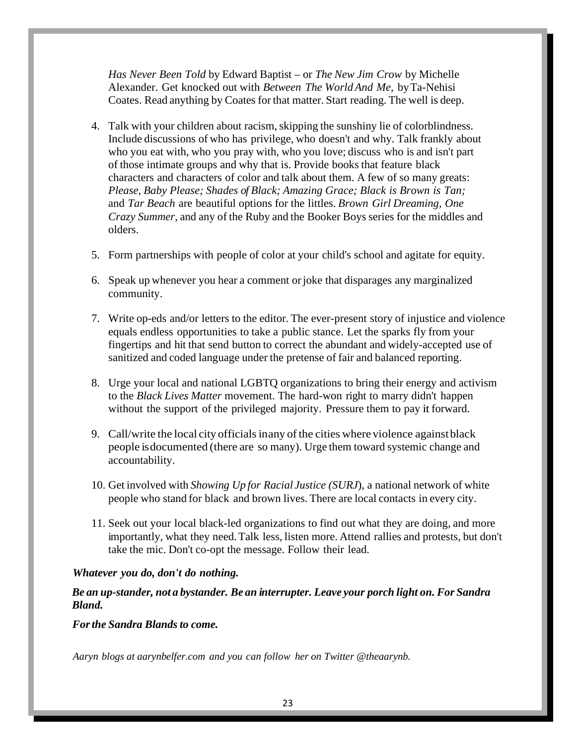*Has Never Been Told* by Edward Baptist – or *The New Jim Crow* by Michelle Alexander. Get knocked out with *Between The World And Me,* by Ta-Nehisi Coates. Read anything by Coates for that matter. Start reading. The well is deep.

4. Talk with your children about racism, skipping the sunshiny lie of colorblindness. Include discussions of who has privilege, who doesn't and why. Talk frankly about who you eat with, who you pray with, who you love; discuss who is and isn't part of those intimate groups and why that is. Provide books that feature black characters and characters of color and talk about them. A few of so many greats: *Please, Baby Please; Shades of Black; Amazing Grace; Black is Brown is Tan;* and *Tar Beach* are beautiful options for the littles. *Brown Girl Dreaming, One Crazy Summer,* and any of the Ruby and the Booker Boys series for the middles and olders.

5. Form partnerships with people of color at your child's school and agitate for equity.

6. Speak up whenever you hear a comment or joke that disparages any marginalized community.

7. Write op-eds and/or letters to the editor. The ever-present story of injustice and violence equals endless opportunities to take a public stance. Let the sparks fly from your fingertips and hit that send button to correct the abundant and widely-accepted use of sanitized and coded language under the pretense of fair and balanced reporting.

8. Urge your local and national LGBTQ organizations to bring their energy and activism to the *Black Lives Matter* movement. The hard-won right to marry didn't happen without the support of the privileged majority. Pressure them to pay it forward.

9. Call/write the local city officials in any of the cities where violence against black people is documented (there are so many). Urge them toward systemic change and accountability.

10. Get involved with *Showing Up for Racial Justice (SURJ*), a national network of white people who stand for black and brown lives. There are local contacts in every city.

11. Seek out your local black-led organizations to find out what they are doing, and more importantly, what they need. Talk less, listen more. Attend rallies and protests, but don't take the mic. Don't co-opt the message. Follow their lead.

***Whatever you do, don't do nothing.***

***Be an up-stander, not a bystander. Be an interrupter. Leave your porch light on. For Sandra Bland.***

***For the Sandra Blands to come.***

*Aaryn blogs at aarynbelfer.com and you can follow her on Twitter @theaarynb.*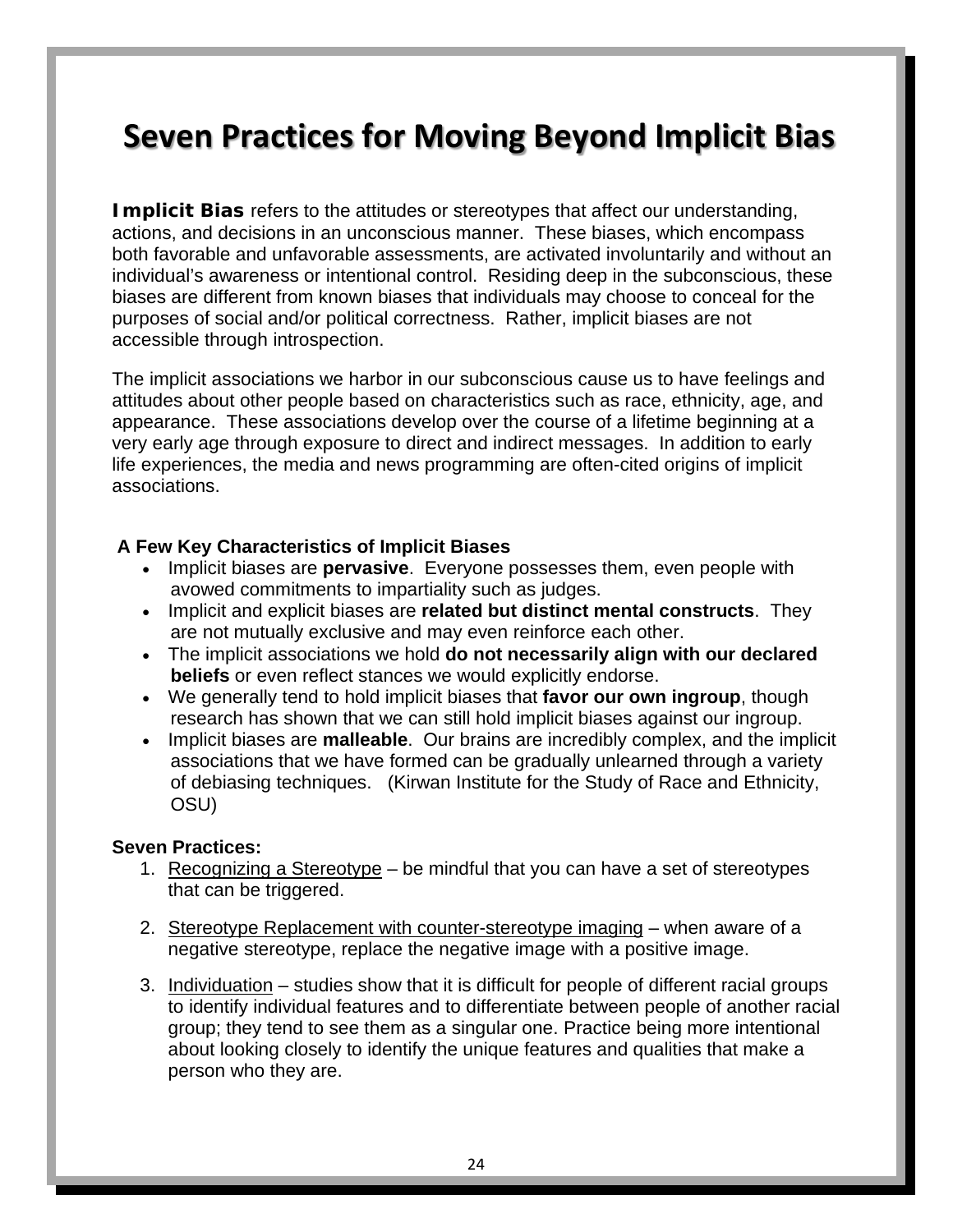# Seven Practices for Moving Beyond Implicit Bias

**Implicit Bias** refers to the attitudes or stereotypes that affect our understanding, actions, and decisions in an unconscious manner. These biases, which encompass both favorable and unfavorable assessments, are activated involuntarily and without an individual's awareness or intentional control. Residing deep in the subconscious, these biases are different from known biases that individuals may choose to conceal for the purposes of social and/or political correctness. Rather, implicit biases are not accessible through introspection.

The implicit associations we harbor in our subconscious cause us to have feelings and attitudes about other people based on characteristics such as race, ethnicity, age, and appearance. These associations develop over the course of a lifetime beginning at a very early age through exposure to direct and indirect messages. In addition to early life experiences, the media and news programming are often-cited origins of implicit associations.

**A Few Key Characteristics of Implicit Biases**

- Implicit biases are **pervasive**. Everyone possesses them, even people with avowed commitments to impartiality such as judges.
- Implicit and explicit biases are **related but distinct mental constructs**. They are not mutually exclusive and may even reinforce each other.
- The implicit associations we hold **do not necessarily align with our declared beliefs** or even reflect stances we would explicitly endorse.
- We generally tend to hold implicit biases that **favor our own ingroup**, though research has shown that we can still hold implicit biases against our ingroup.
- Implicit biases are **malleable**. Our brains are incredibly complex, and the implicit associations that we have formed can be gradually unlearned through a variety of debiasing techniques. (Kirwan Institute for the Study of Race and Ethnicity, OSU)

**Seven Practices:**

1. <u>Recognizing a Stereotype</u> – be mindful that you can have a set of stereotypes that can be triggered.

2. <u>Stereotype Replacement with counter-stereotype imaging</u> – when aware of a negative stereotype, replace the negative image with a positive image.

3. <u>Individuation</u> – studies show that it is difficult for people of different racial groups to identify individual features and to differentiate between people of another racial group; they tend to see them as a singular one. Practice being more intentional about looking closely to identify the unique features and qualities that make a person who they are.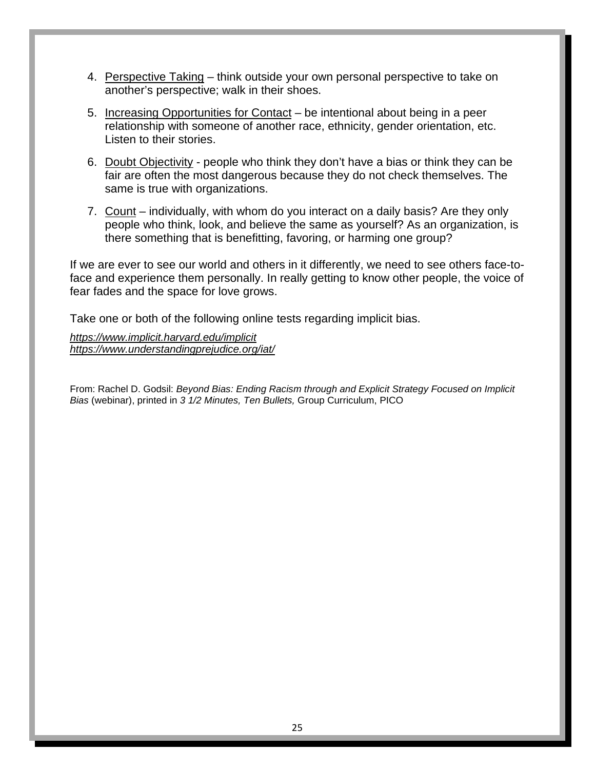4. <u>Perspective Taking</u> – think outside your own personal perspective to take on another's perspective; walk in their shoes.

5. <u>Increasing Opportunities for Contact</u> – be intentional about being in a peer relationship with someone of another race, ethnicity, gender orientation, etc. Listen to their stories.

6. <u>Doubt Objectivity</u> - people who think they don't have a bias or think they can be fair are often the most dangerous because they do not check themselves. The same is true with organizations.

7. <u>Count</u> – individually, with whom do you interact on a daily basis? Are they only people who think, look, and believe the same as yourself? As an organization, is there something that is benefitting, favoring, or harming one group?

If we are ever to see our world and others in it differently, we need to see others face-to-face and experience them personally. In really getting to know other people, the voice of fear fades and the space for love grows.

Take one or both of the following online tests regarding implicit bias.

*https://www.implicit.harvard.edu/implicit*
*https://www.understandingprejudice.org/iat/*

From: Rachel D. Godsil: *Beyond Bias: Ending Racism through and Explicit Strategy Focused on Implicit Bias* (webinar), printed in *3 1/2 Minutes, Ten Bullets,* Group Curriculum, PICO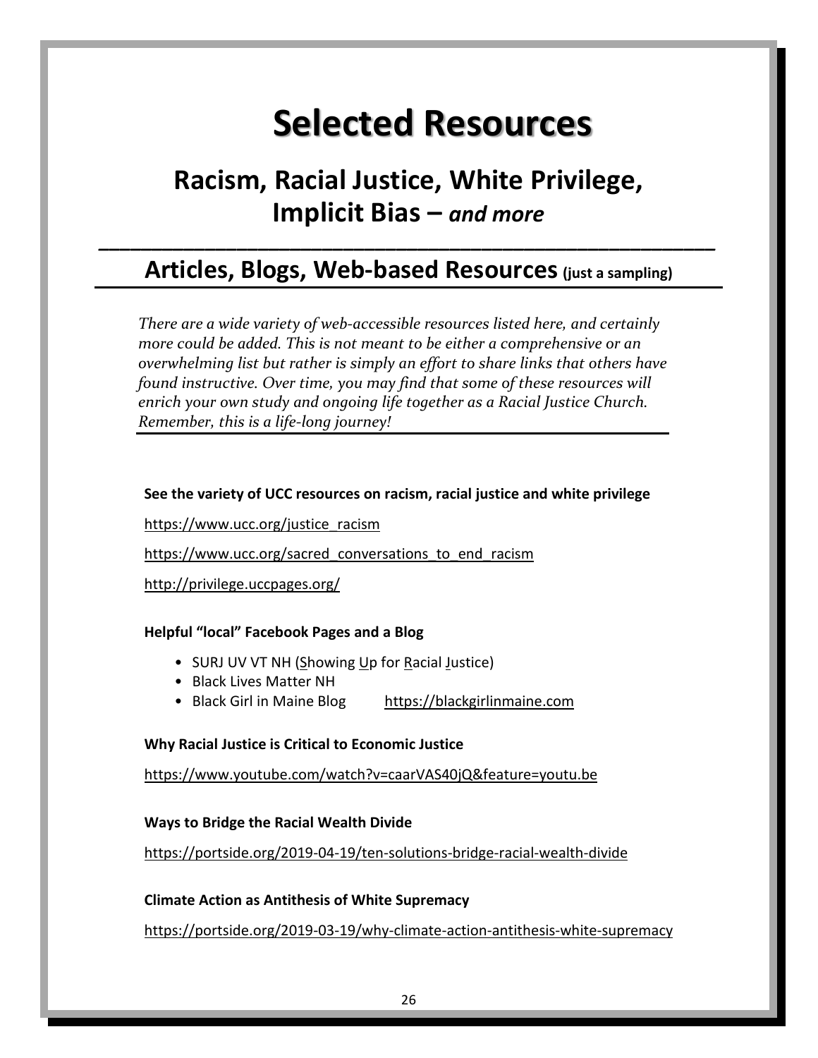# Selected Resources

## Racism, Racial Justice, White Privilege, Implicit Bias – *and more*

## Articles, Blogs, Web-based Resources (just a sampling)

*There are a wide variety of web-accessible resources listed here, and certainly more could be added. This is not meant to be either a comprehensive or an overwhelming list but rather is simply an effort to share links that others have found instructive. Over time, you may find that some of these resources will enrich your own study and ongoing life together as a Racial Justice Church. Remember, this is a life-long journey!*

**See the variety of UCC resources on racism, racial justice and white privilege**

https://www.ucc.org/justice_racism

https://www.ucc.org/sacred_conversations_to_end_racism

http://privilege.uccpages.org/

**Helpful "local" Facebook Pages and a Blog**

- SURJ UV VT NH (Showing Up for Racial Justice)
- Black Lives Matter NH
- Black Girl in Maine Blog https://blackgirlinmaine.com

**Why Racial Justice is Critical to Economic Justice**

https://www.youtube.com/watch?v=caarVAS40jQ&feature=youtu.be

**Ways to Bridge the Racial Wealth Divide**

https://portside.org/2019-04-19/ten-solutions-bridge-racial-wealth-divide

**Climate Action as Antithesis of White Supremacy**

https://portside.org/2019-03-19/why-climate-action-antithesis-white-supremacy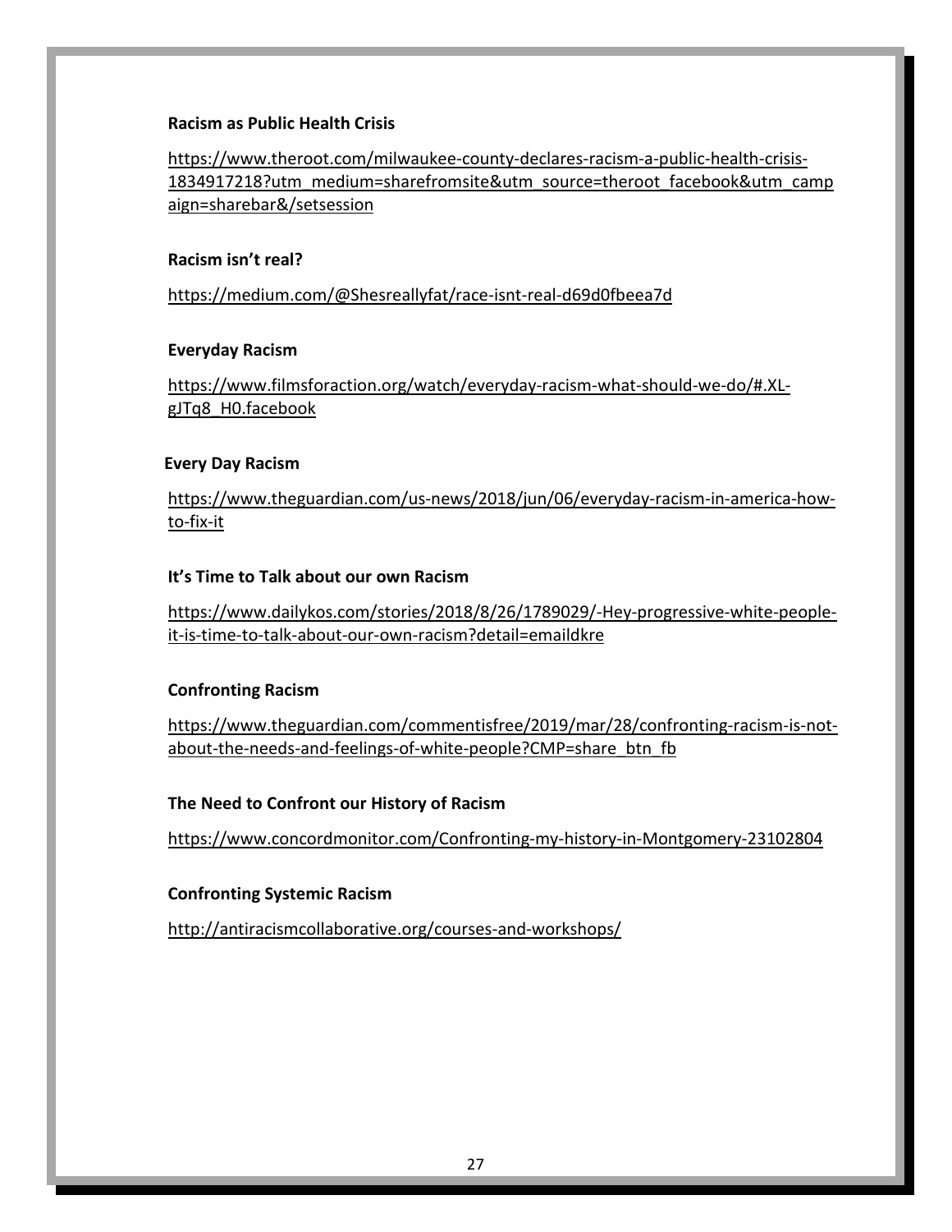**Racism as Public Health Crisis**

https://www.theroot.com/milwaukee-county-declares-racism-a-public-health-crisis-1834917218?utm_medium=sharefromsite&utm_source=theroot_facebook&utm_campaign=sharebar&/setsession

**Racism isn't real?**

https://medium.com/@Shesreallyfat/race-isnt-real-d69d0fbeea7d

**Everyday Racism**

https://www.filmsforaction.org/watch/everyday-racism-what-should-we-do/#.XL-gJTq8_H0.facebook

**Every Day Racism**

https://www.theguardian.com/us-news/2018/jun/06/everyday-racism-in-america-how-to-fix-it

**It's Time to Talk about our own Racism**

https://www.dailykos.com/stories/2018/8/26/1789029/-Hey-progressive-white-people-it-is-time-to-talk-about-our-own-racism?detail=emaildkre

**Confronting Racism**

https://www.theguardian.com/commentisfree/2019/mar/28/confronting-racism-is-not-about-the-needs-and-feelings-of-white-people?CMP=share_btn_fb

**The Need to Confront our History of Racism**

https://www.concordmonitor.com/Confronting-my-history-in-Montgomery-23102804

**Confronting Systemic Racism**

http://antiracismcollaborative.org/courses-and-workshops/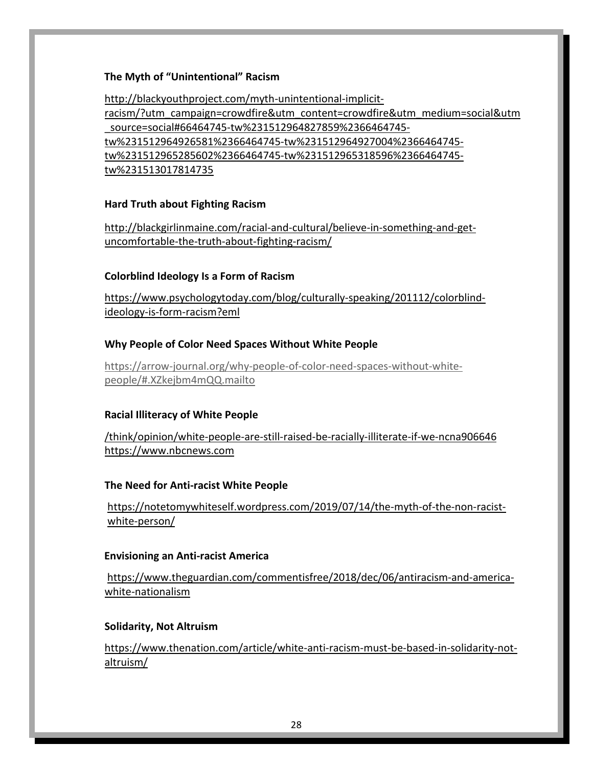**The Myth of "Unintentional" Racism**

http://blackyouthproject.com/myth-unintentional-implicit-racism/?utm_campaign=crowdfire&utm_content=crowdfire&utm_medium=social&utm_source=social#66464745-tw%231512964827859%2366464745-tw%231512964926581%2366464745-tw%231512964927004%2366464745-tw%231512965285602%2366464745-tw%231512965318596%2366464745-tw%231513017814735

**Hard Truth about Fighting Racism**

http://blackgirlinmaine.com/racial-and-cultural/believe-in-something-and-get-uncomfortable-the-truth-about-fighting-racism/

**Colorblind Ideology Is a Form of Racism**

https://www.psychologytoday.com/blog/culturally-speaking/201112/colorblind-ideology-is-form-racism?eml

**Why People of Color Need Spaces Without White People**

https://arrow-journal.org/why-people-of-color-need-spaces-without-white-people/#.XZkejbm4mQQ.mailto

**Racial Illiteracy of White People**

/think/opinion/white-people-are-still-raised-be-racially-illiterate-if-we-ncna906646
https://www.nbcnews.com

**The Need for Anti-racist White People**

https://notetomywhiteself.wordpress.com/2019/07/14/the-myth-of-the-non-racist-white-person/

**Envisioning an Anti-racist America**

https://www.theguardian.com/commentisfree/2018/dec/06/antiracism-and-america-white-nationalism

**Solidarity, Not Altruism**

https://www.thenation.com/article/white-anti-racism-must-be-based-in-solidarity-not-altruism/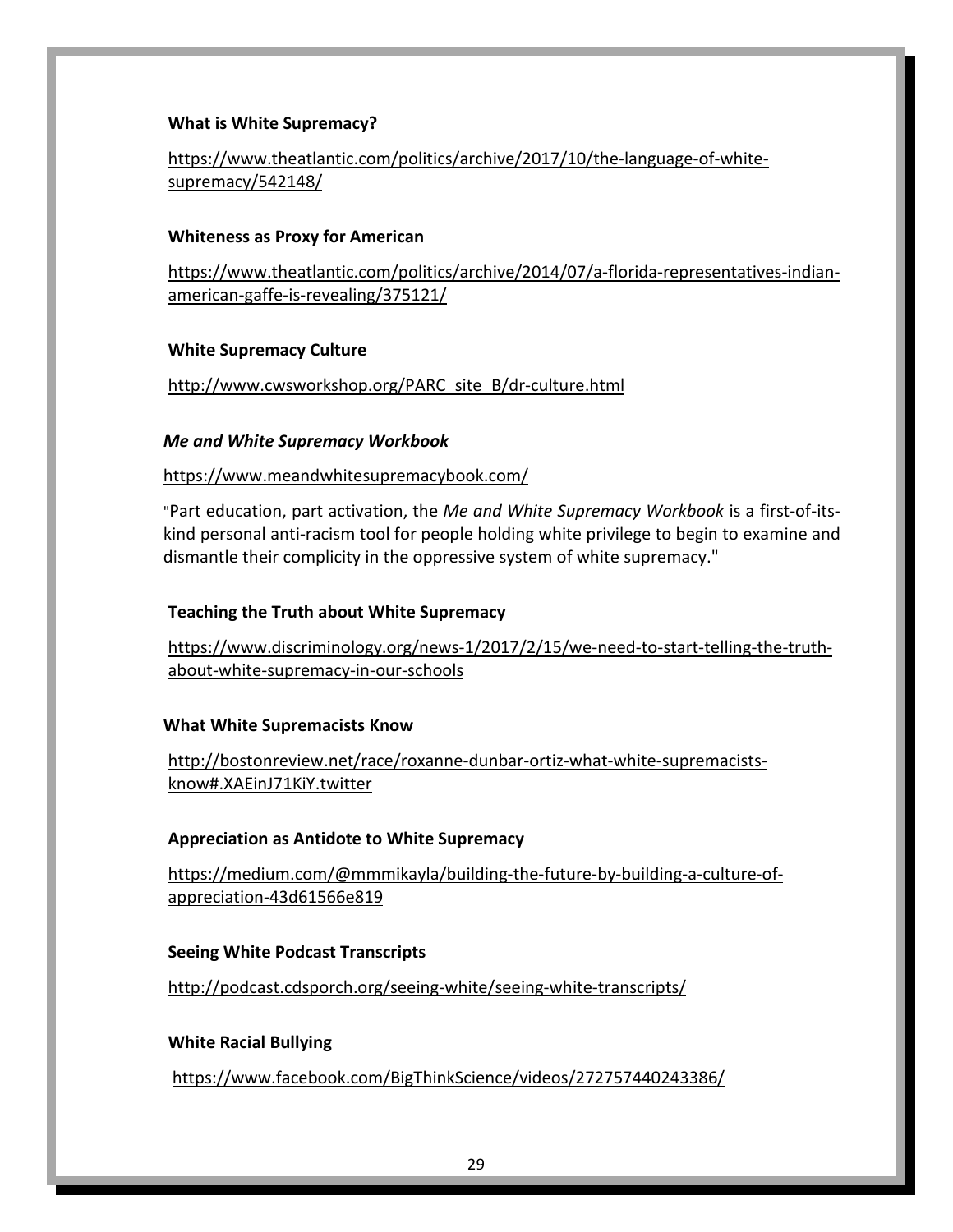**What is White Supremacy?**

https://www.theatlantic.com/politics/archive/2017/10/the-language-of-white-supremacy/542148/

**Whiteness as Proxy for American**

https://www.theatlantic.com/politics/archive/2014/07/a-florida-representatives-indian-american-gaffe-is-revealing/375121/

**White Supremacy Culture**

http://www.cwsworkshop.org/PARC_site_B/dr-culture.html

***Me and White Supremacy Workbook***

https://www.meandwhitesupremacybook.com/

"Part education, part activation, the *Me and White Supremacy Workbook* is a first-of-its-kind personal anti-racism tool for people holding white privilege to begin to examine and dismantle their complicity in the oppressive system of white supremacy."

**Teaching the Truth about White Supremacy**

https://www.discriminology.org/news-1/2017/2/15/we-need-to-start-telling-the-truth-about-white-supremacy-in-our-schools

**What White Supremacists Know**

http://bostonreview.net/race/roxanne-dunbar-ortiz-what-white-supremacists-know#.XAEinJ71KiY.twitter

**Appreciation as Antidote to White Supremacy**

https://medium.com/@mmmikayla/building-the-future-by-building-a-culture-of-appreciation-43d61566e819

**Seeing White Podcast Transcripts**

http://podcast.cdsporch.org/seeing-white/seeing-white-transcripts/

**White Racial Bullying**

https://www.facebook.com/BigThinkScience/videos/272757440243386/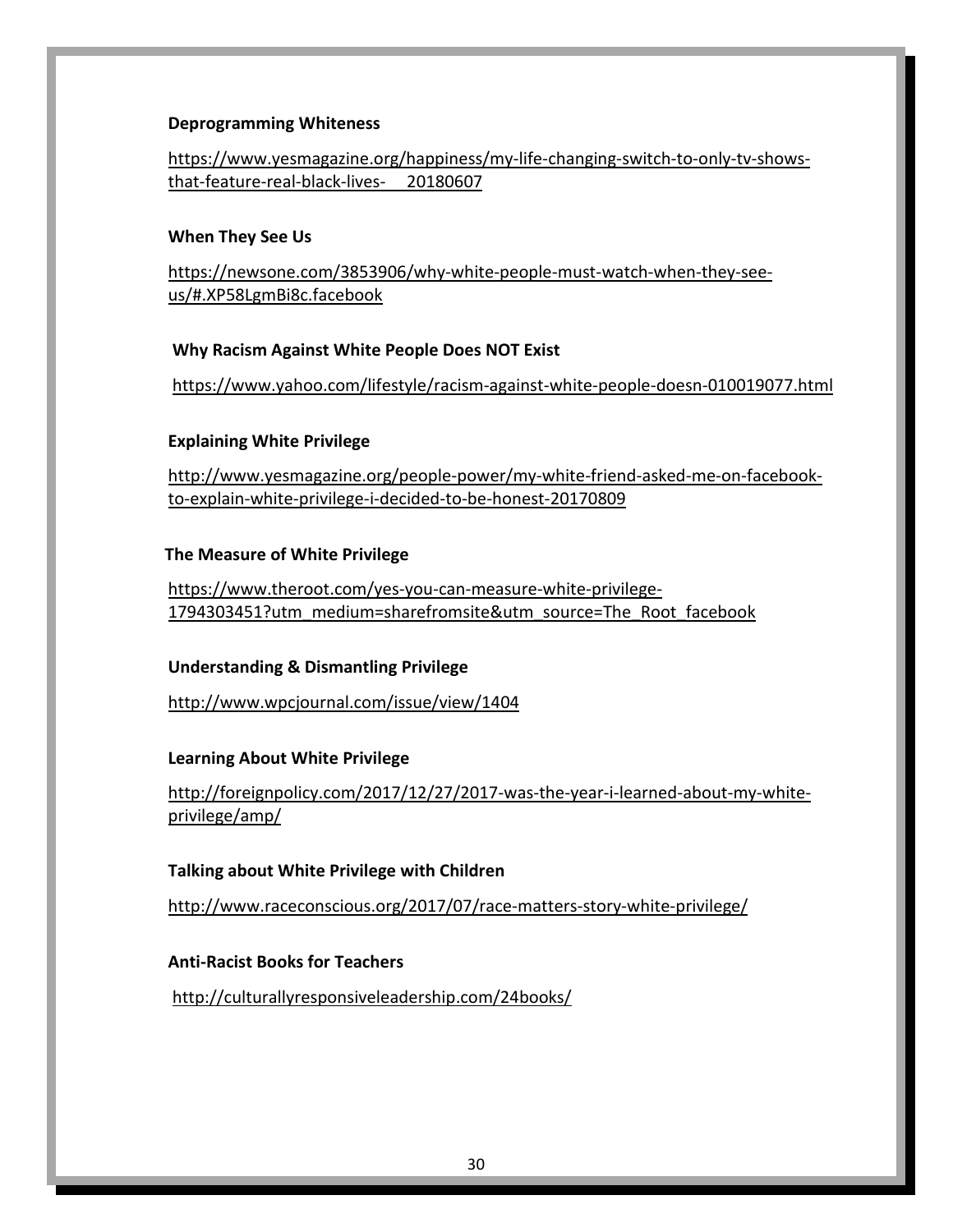**Deprogramming Whiteness**

https://www.yesmagazine.org/happiness/my-life-changing-switch-to-only-tv-shows-that-feature-real-black-lives-    20180607

**When They See Us**

https://newsone.com/3853906/why-white-people-must-watch-when-they-see-us/#.XP58LgmBi8c.facebook

**Why Racism Against White People Does NOT Exist**

https://www.yahoo.com/lifestyle/racism-against-white-people-doesn-010019077.html

**Explaining White Privilege**

http://www.yesmagazine.org/people-power/my-white-friend-asked-me-on-facebook-to-explain-white-privilege-i-decided-to-be-honest-20170809

**The Measure of White Privilege**

https://www.theroot.com/yes-you-can-measure-white-privilege-1794303451?utm_medium=sharefromsite&utm_source=The_Root_facebook

**Understanding & Dismantling Privilege**

http://www.wpcjournal.com/issue/view/1404

**Learning About White Privilege**

http://foreignpolicy.com/2017/12/27/2017-was-the-year-i-learned-about-my-white-privilege/amp/

**Talking about White Privilege with Children**

http://www.raceconscious.org/2017/07/race-matters-story-white-privilege/

**Anti-Racist Books for Teachers**

http://culturallyresponsiveleadership.com/24books/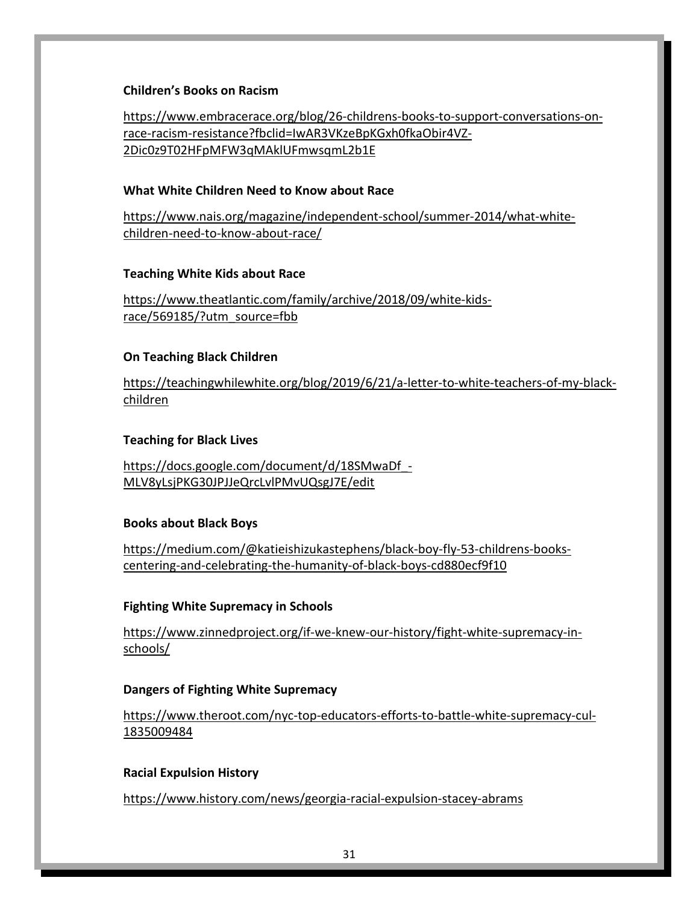**Children's Books on Racism**

https://www.embracerace.org/blog/26-childrens-books-to-support-conversations-on-race-racism-resistance?fbclid=IwAR3VKzeBpKGxh0fkaObir4VZ-2Dic0z9T02HFpMFW3qMAklUFmwsqmL2b1E

**What White Children Need to Know about Race**

https://www.nais.org/magazine/independent-school/summer-2014/what-white-children-need-to-know-about-race/

**Teaching White Kids about Race**

https://www.theatlantic.com/family/archive/2018/09/white-kids-race/569185/?utm_source=fbb

**On Teaching Black Children**

https://teachingwhilewhite.org/blog/2019/6/21/a-letter-to-white-teachers-of-my-black-children

**Teaching for Black Lives**

https://docs.google.com/document/d/18SMwaDf_-MLV8yLsjPKG30JPJJeQrcLvlPMvUQsgJ7E/edit

**Books about Black Boys**

https://medium.com/@katieishizukastephens/black-boy-fly-53-childrens-books-centering-and-celebrating-the-humanity-of-black-boys-cd880ecf9f10

**Fighting White Supremacy in Schools**

https://www.zinnedproject.org/if-we-knew-our-history/fight-white-supremacy-in-schools/

**Dangers of Fighting White Supremacy**

https://www.theroot.com/nyc-top-educators-efforts-to-battle-white-supremacy-cul-1835009484

**Racial Expulsion History**

https://www.history.com/news/georgia-racial-expulsion-stacey-abrams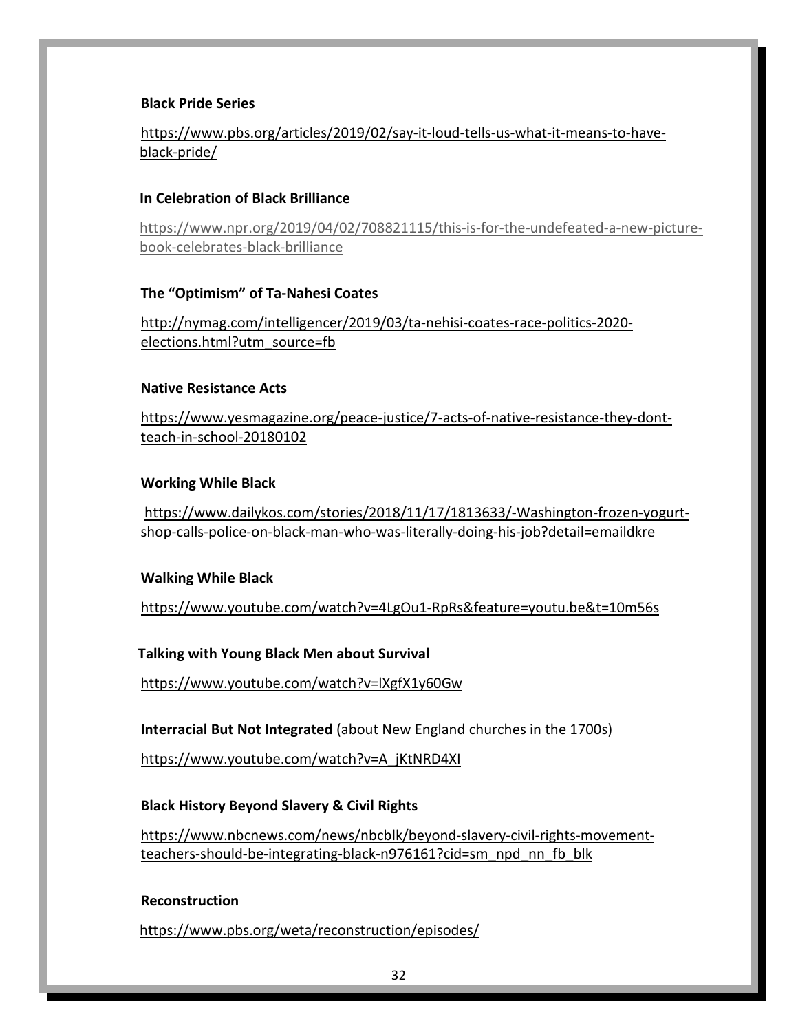**Black Pride Series**

https://www.pbs.org/articles/2019/02/say-it-loud-tells-us-what-it-means-to-have-black-pride/

**In Celebration of Black Brilliance**

https://www.npr.org/2019/04/02/708821115/this-is-for-the-undefeated-a-new-picture-book-celebrates-black-brilliance

**The "Optimism" of Ta-Nahesi Coates**

http://nymag.com/intelligencer/2019/03/ta-nehisi-coates-race-politics-2020-elections.html?utm_source=fb

**Native Resistance Acts**

https://www.yesmagazine.org/peace-justice/7-acts-of-native-resistance-they-dont-teach-in-school-20180102

**Working While Black**

https://www.dailykos.com/stories/2018/11/17/1813633/-Washington-frozen-yogurt-shop-calls-police-on-black-man-who-was-literally-doing-his-job?detail=emaildkre

**Walking While Black**

https://www.youtube.com/watch?v=4LgOu1-RpRs&feature=youtu.be&t=10m56s

**Talking with Young Black Men about Survival**

https://www.youtube.com/watch?v=lXgfX1y60Gw

**Interracial But Not Integrated** (about New England churches in the 1700s)

https://www.youtube.com/watch?v=A_jKtNRD4XI

**Black History Beyond Slavery & Civil Rights**

https://www.nbcnews.com/news/nbcblk/beyond-slavery-civil-rights-movement-teachers-should-be-integrating-black-n976161?cid=sm_npd_nn_fb_blk

**Reconstruction**

https://www.pbs.org/weta/reconstruction/episodes/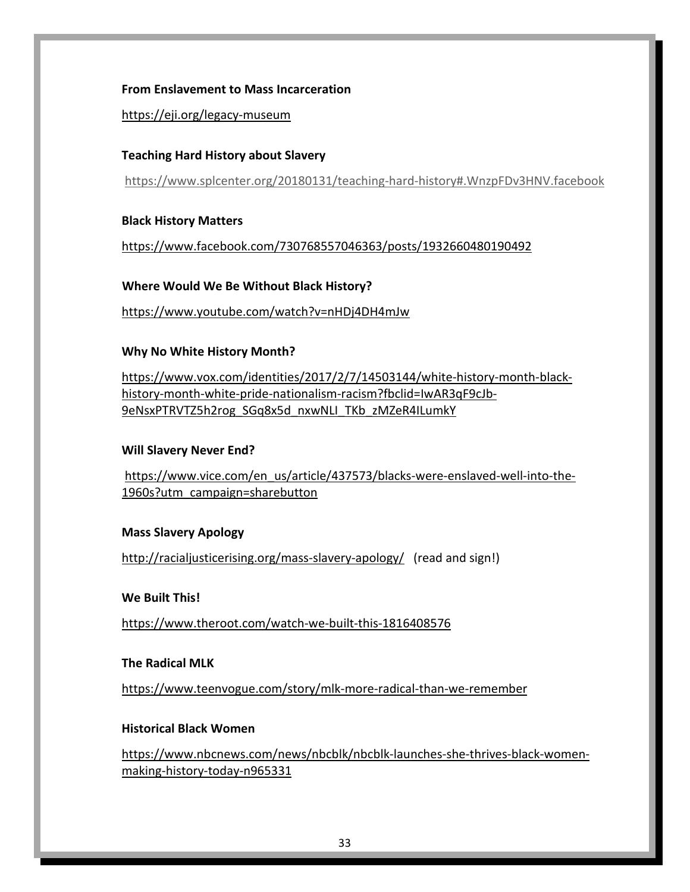**From Enslavement to Mass Incarceration**

https://eji.org/legacy-museum

**Teaching Hard History about Slavery**

https://www.splcenter.org/20180131/teaching-hard-history#.WnzpFDv3HNV.facebook

**Black History Matters**

https://www.facebook.com/730768557046363/posts/1932660480190492

**Where Would We Be Without Black History?**

https://www.youtube.com/watch?v=nHDj4DH4mJw

**Why No White History Month?**

https://www.vox.com/identities/2017/2/7/14503144/white-history-month-black-history-month-white-pride-nationalism-racism?fbclid=IwAR3qF9cJb-9eNsxPTRVTZ5h2rog_SGq8x5d_nxwNLI_TKb_zMZeR4ILumkY

**Will Slavery Never End?**

https://www.vice.com/en_us/article/437573/blacks-were-enslaved-well-into-the-1960s?utm_campaign=sharebutton

**Mass Slavery Apology**

http://racialjusticerising.org/mass-slavery-apology/ (read and sign!)

**We Built This!**

https://www.theroot.com/watch-we-built-this-1816408576

**The Radical MLK**

https://www.teenvogue.com/story/mlk-more-radical-than-we-remember

**Historical Black Women**

https://www.nbcnews.com/news/nbcblk/nbcblk-launches-she-thrives-black-women-making-history-today-n965331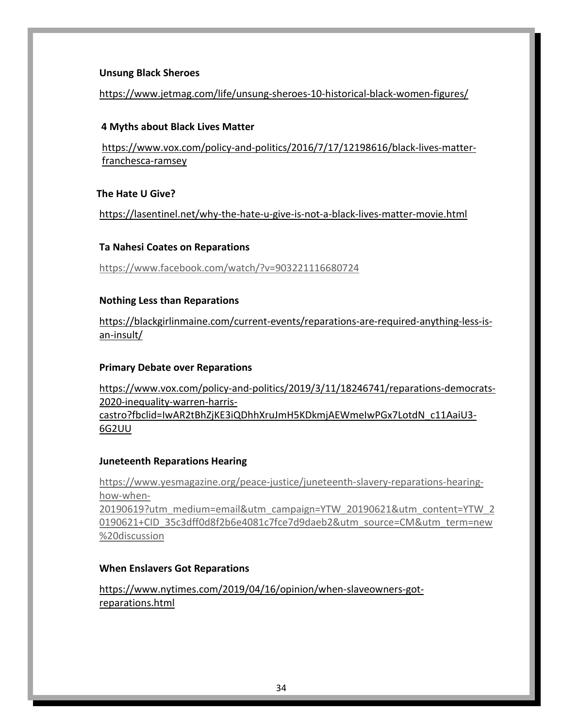**Unsung Black Sheroes**

https://www.jetmag.com/life/unsung-sheroes-10-historical-black-women-figures/

**4 Myths about Black Lives Matter**

https://www.vox.com/policy-and-politics/2016/7/17/12198616/black-lives-matter-franchesca-ramsey

**The Hate U Give?**

https://lasentinel.net/why-the-hate-u-give-is-not-a-black-lives-matter-movie.html

**Ta Nahesi Coates on Reparations**

https://www.facebook.com/watch/?v=903221116680724

**Nothing Less than Reparations**

https://blackgirlinmaine.com/current-events/reparations-are-required-anything-less-is-an-insult/

**Primary Debate over Reparations**

https://www.vox.com/policy-and-politics/2019/3/11/18246741/reparations-democrats-2020-inequality-warren-harris-castro?fbclid=IwAR2tBhZjKE3iQDhhXruJmH5KDkmjAEWmeIwPGx7LotdN_c11AaiU3-6G2UU

**Juneteenth Reparations Hearing**

https://www.yesmagazine.org/peace-justice/juneteenth-slavery-reparations-hearing-how-when-20190619?utm_medium=email&utm_campaign=YTW_20190621&utm_content=YTW_20190621+CID_35c3dff0d8f2b6e4081c7fce7d9daeb2&utm_source=CM&utm_term=new%20discussion

**When Enslavers Got Reparations**

https://www.nytimes.com/2019/04/16/opinion/when-slaveowners-got-reparations.html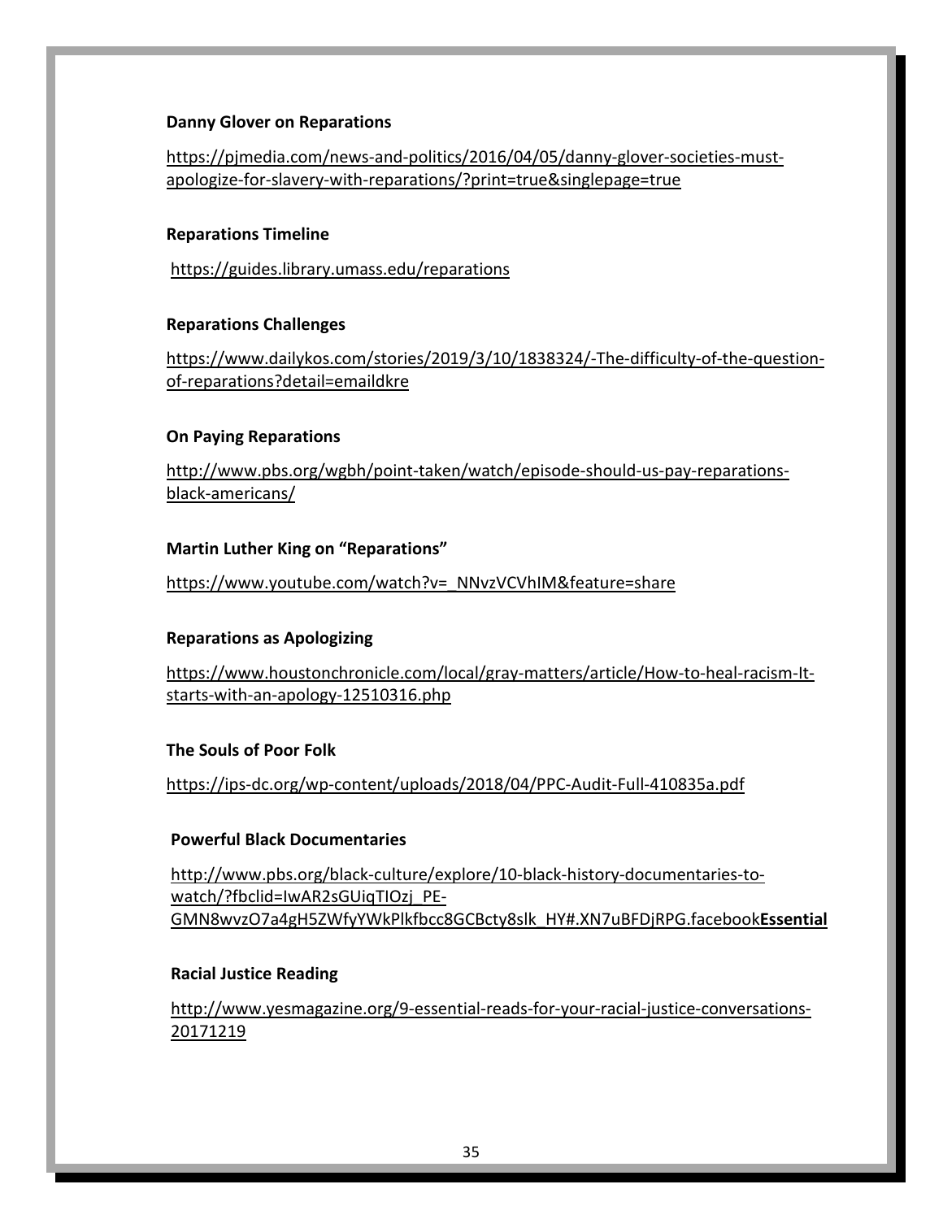**Danny Glover on Reparations**

https://pjmedia.com/news-and-politics/2016/04/05/danny-glover-societies-must-apologize-for-slavery-with-reparations/?print=true&singlepage=true

**Reparations Timeline**

https://guides.library.umass.edu/reparations

**Reparations Challenges**

https://www.dailykos.com/stories/2019/3/10/1838324/-The-difficulty-of-the-question-of-reparations?detail=emaildkre

**On Paying Reparations**

http://www.pbs.org/wgbh/point-taken/watch/episode-should-us-pay-reparations-black-americans/

**Martin Luther King on "Reparations"**

https://www.youtube.com/watch?v=_NNvzVCVhIM&feature=share

**Reparations as Apologizing**

https://www.houstonchronicle.com/local/gray-matters/article/How-to-heal-racism-It-starts-with-an-apology-12510316.php

**The Souls of Poor Folk**

https://ips-dc.org/wp-content/uploads/2018/04/PPC-Audit-Full-410835a.pdf

**Powerful Black Documentaries**

http://www.pbs.org/black-culture/explore/10-black-history-documentaries-to-watch/?fbclid=IwAR2sGUiqTIOzj_PE-GMN8wvzO7a4gH5ZWfyYWkPlkfbcc8GCBcty8slk_HY#.XN7uBFDjRPG.facebook**Essential**

**Racial Justice Reading**

http://www.yesmagazine.org/9-essential-reads-for-your-racial-justice-conversations-20171219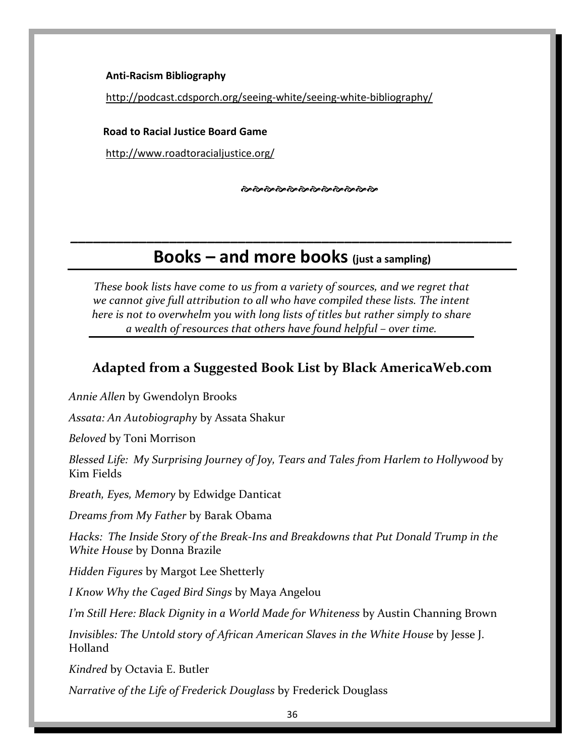**Anti-Racism Bibliography**

http://podcast.cdsporch.org/seeing-white/seeing-white-bibliography/

**Road to Racial Justice Board Game**

http://www.roadtoracialjustice.org/

&&&&&&&&&&&&&&

## Books – and more books (just a sampling)

*These book lists have come to us from a variety of sources, and we regret that we cannot give full attribution to all who have compiled these lists. The intent here is not to overwhelm you with long lists of titles but rather simply to share a wealth of resources that others have found helpful – over time.*

### Adapted from a Suggested Book List by Black AmericaWeb.com

*Annie Allen* by Gwendolyn Brooks

*Assata: An Autobiography* by Assata Shakur

*Beloved* by Toni Morrison

*Blessed Life: My Surprising Journey of Joy, Tears and Tales from Harlem to Hollywood* by Kim Fields

*Breath, Eyes, Memory* by Edwidge Danticat

*Dreams from My Father* by Barak Obama

*Hacks: The Inside Story of the Break-Ins and Breakdowns that Put Donald Trump in the White House* by Donna Brazile

*Hidden Figures* by Margot Lee Shetterly

*I Know Why the Caged Bird Sings* by Maya Angelou

*I'm Still Here: Black Dignity in a World Made for Whiteness* by Austin Channing Brown

*Invisibles: The Untold story of African American Slaves in the White House* by Jesse J. Holland

*Kindred* by Octavia E. Butler

*Narrative of the Life of Frederick Douglass* by Frederick Douglass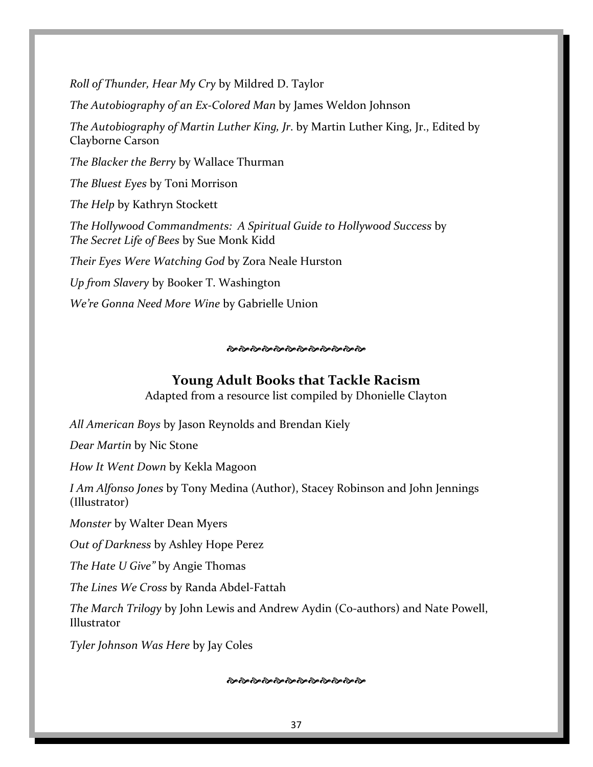*Roll of Thunder, Hear My Cry* by Mildred D. Taylor

*The Autobiography of an Ex-Colored Man* by James Weldon Johnson

*The Autobiography of Martin Luther King, Jr.* by Martin Luther King, Jr., Edited by Clayborne Carson

*The Blacker the Berry* by Wallace Thurman

*The Bluest Eyes* by Toni Morrison

*The Help* by Kathryn Stockett

*The Hollywood Commandments: A Spiritual Guide to Hollywood Success* by
*The Secret Life of Bees* by Sue Monk Kidd

*Their Eyes Were Watching God* by Zora Neale Hurston

*Up from Slavery* by Booker T. Washington

*We're Gonna Need More Wine* by Gabrielle Union

## Young Adult Books that Tackle Racism

Adapted from a resource list compiled by Dhonielle Clayton

*All American Boys* by Jason Reynolds and Brendan Kiely

*Dear Martin* by Nic Stone

*How It Went Down* by Kekla Magoon

*I Am Alfonso Jones* by Tony Medina (Author), Stacey Robinson and John Jennings (Illustrator)

*Monster* by Walter Dean Myers

*Out of Darkness* by Ashley Hope Perez

*The Hate U Give"* by Angie Thomas

*The Lines We Cross* by Randa Abdel-Fattah

*The March Trilogy* by John Lewis and Andrew Aydin (Co-authors) and Nate Powell, Illustrator

*Tyler Johnson Was Here* by Jay Coles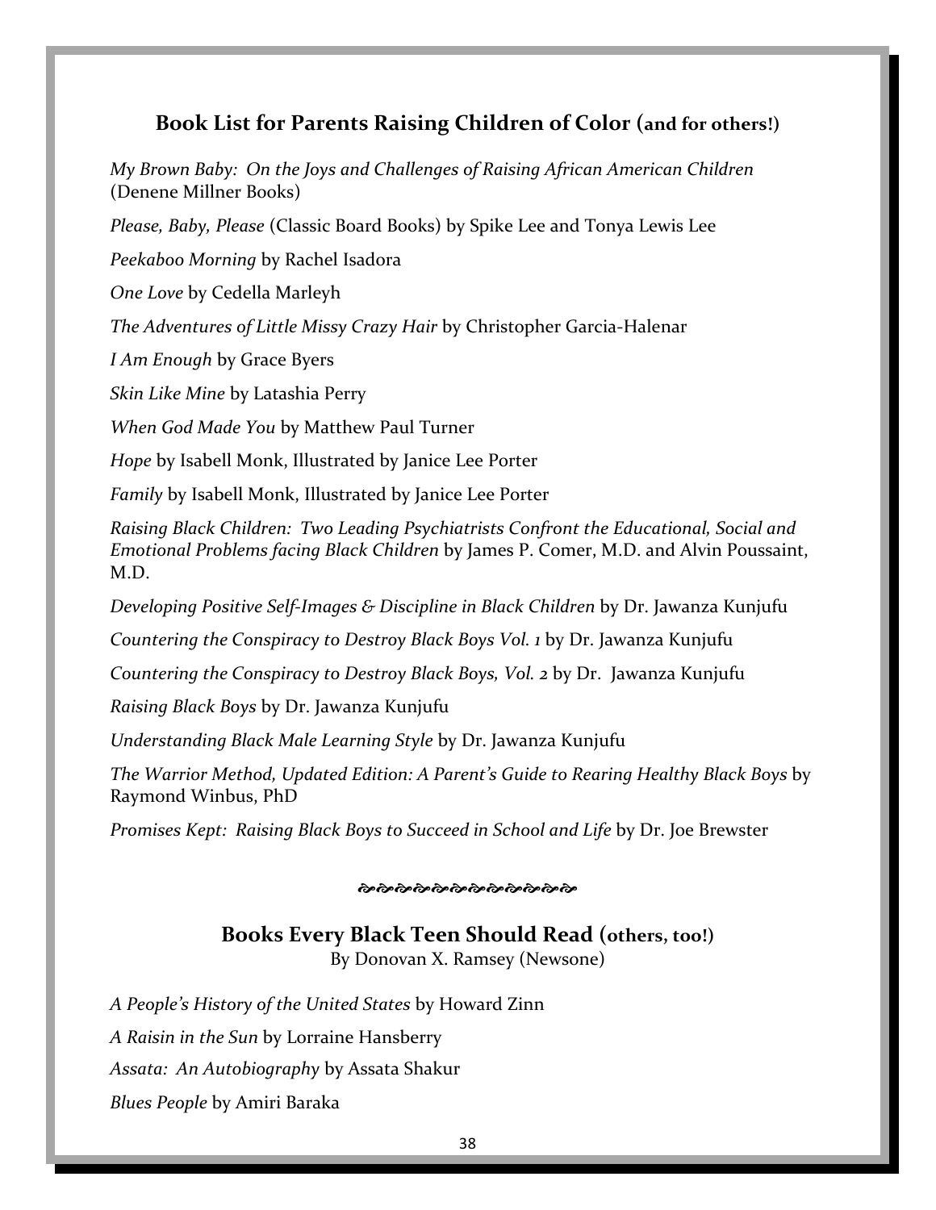## Book List for Parents Raising Children of Color (and for others!)

*My Brown Baby: On the Joys and Challenges of Raising African American Children* (Denene Millner Books)

*Please, Baby, Please* (Classic Board Books) by Spike Lee and Tonya Lewis Lee

*Peekaboo Morning* by Rachel Isadora

*One Love* by Cedella Marleyh

*The Adventures of Little Missy Crazy Hair* by Christopher Garcia-Halenar

*I Am Enough* by Grace Byers

*Skin Like Mine* by Latashia Perry

*When God Made You* by Matthew Paul Turner

*Hope* by Isabell Monk, Illustrated by Janice Lee Porter

*Family* by Isabell Monk, Illustrated by Janice Lee Porter

*Raising Black Children: Two Leading Psychiatrists Confront the Educational, Social and Emotional Problems facing Black Children* by James P. Comer, M.D. and Alvin Poussaint, M.D.

*Developing Positive Self-Images & Discipline in Black Children* by Dr. Jawanza Kunjufu

*Countering the Conspiracy to Destroy Black Boys Vol. 1* by Dr. Jawanza Kunjufu

*Countering the Conspiracy to Destroy Black Boys, Vol. 2* by Dr. Jawanza Kunjufu

*Raising Black Boys* by Dr. Jawanza Kunjufu

*Understanding Black Male Learning Style* by Dr. Jawanza Kunjufu

*The Warrior Method, Updated Edition: A Parent's Guide to Rearing Healthy Black Boys* by Raymond Winbus, PhD

*Promises Kept: Raising Black Boys to Succeed in School and Life* by Dr. Joe Brewster

## Books Every Black Teen Should Read (others, too!)

By Donovan X. Ramsey (Newsone)

*A People's History of the United States* by Howard Zinn

*A Raisin in the Sun* by Lorraine Hansberry

*Assata: An Autobiography* by Assata Shakur

*Blues People* by Amiri Baraka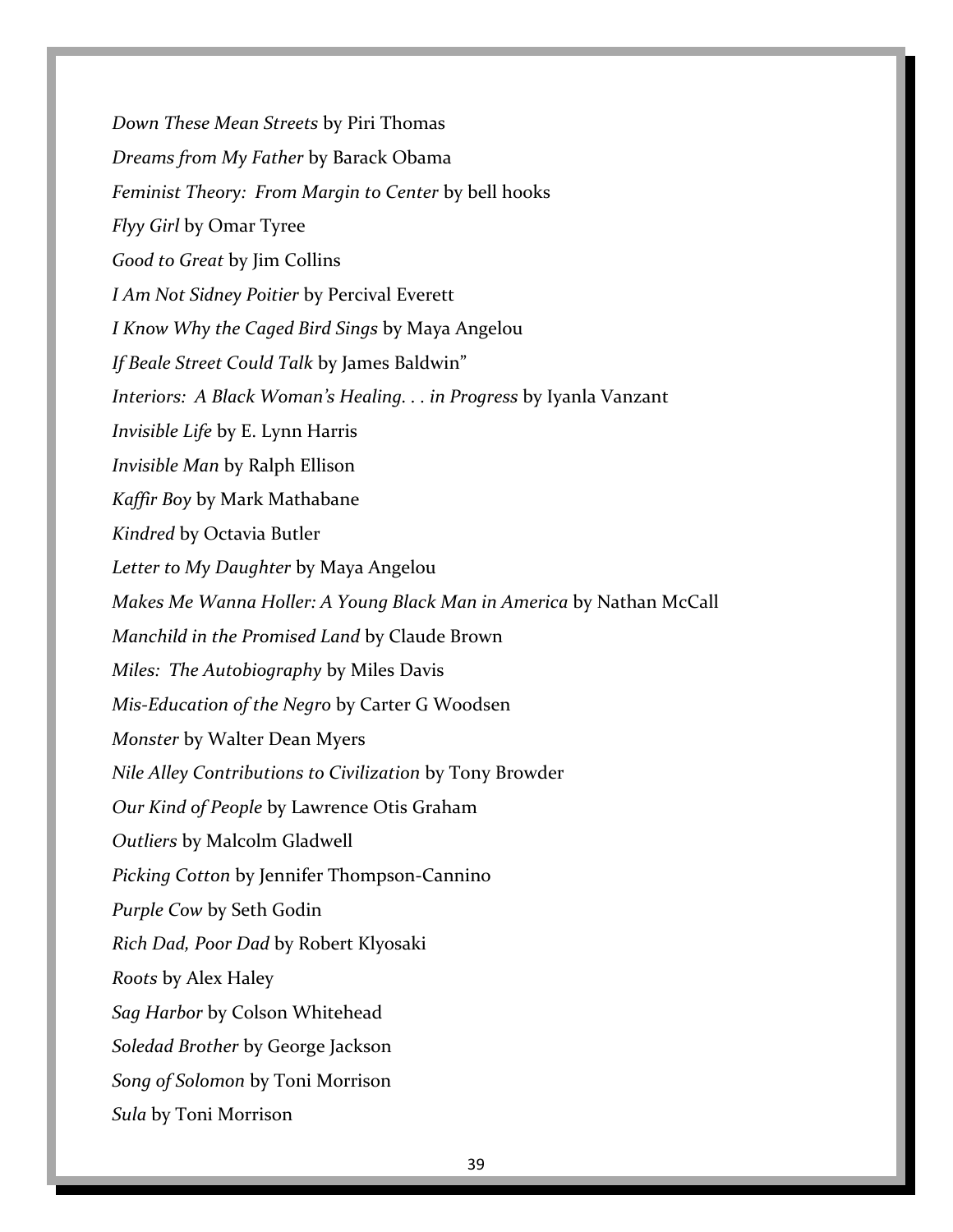*Down These Mean Streets* by Piri Thomas

*Dreams from My Father* by Barack Obama

*Feminist Theory: From Margin to Center* by bell hooks

*Flyy Girl* by Omar Tyree

*Good to Great* by Jim Collins

*I Am Not Sidney Poitier* by Percival Everett

*I Know Why the Caged Bird Sings* by Maya Angelou

*If Beale Street Could Talk* by James Baldwin"

*Interiors: A Black Woman's Healing. . . in Progress* by Iyanla Vanzant

*Invisible Life* by E. Lynn Harris

*Invisible Man* by Ralph Ellison

*Kaffir Boy* by Mark Mathabane

*Kindred* by Octavia Butler

*Letter to My Daughter* by Maya Angelou

*Makes Me Wanna Holler: A Young Black Man in America* by Nathan McCall

*Manchild in the Promised Land* by Claude Brown

*Miles: The Autobiography* by Miles Davis

*Mis-Education of the Negro* by Carter G Woodsen

*Monster* by Walter Dean Myers

*Nile Alley Contributions to Civilization* by Tony Browder

*Our Kind of People* by Lawrence Otis Graham

*Outliers* by Malcolm Gladwell

*Picking Cotton* by Jennifer Thompson-Cannino

*Purple Cow* by Seth Godin

*Rich Dad, Poor Dad* by Robert Klyosaki

*Roots* by Alex Haley

*Sag Harbor* by Colson Whitehead

*Soledad Brother* by George Jackson

*Song of Solomon* by Toni Morrison

*Sula* by Toni Morrison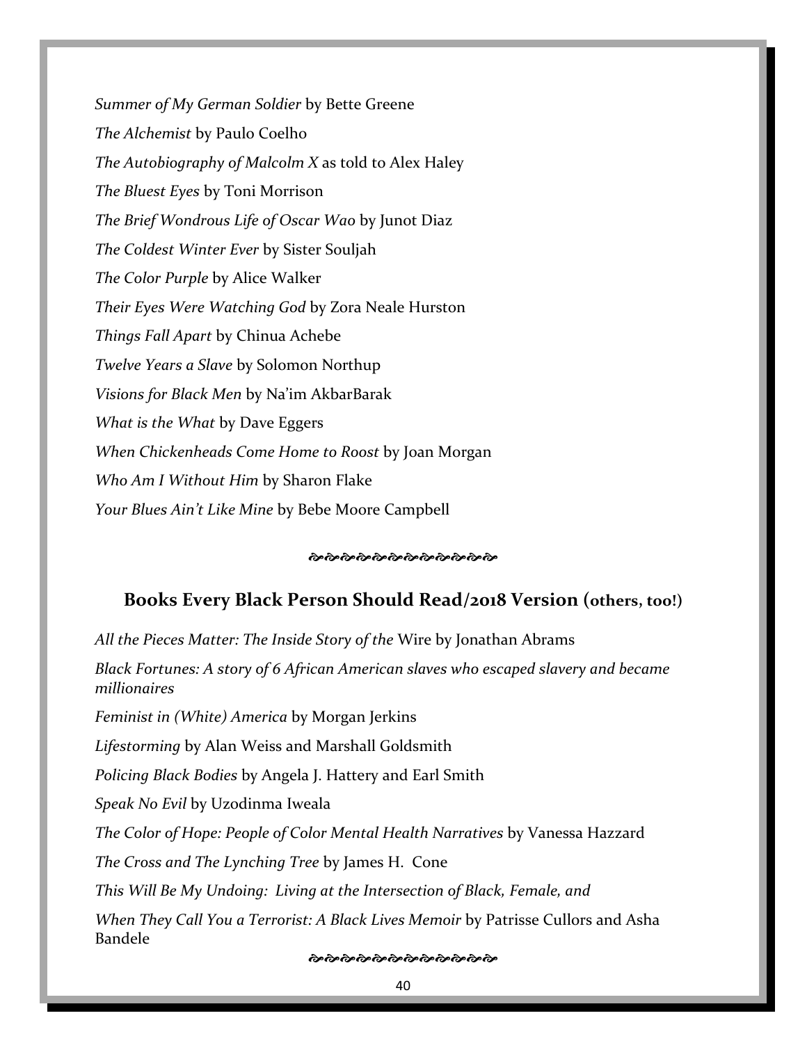*Summer of My German Soldier* by Bette Greene

*The Alchemist* by Paulo Coelho

*The Autobiography of Malcolm X* as told to Alex Haley

*The Bluest Eyes* by Toni Morrison

*The Brief Wondrous Life of Oscar Wao* by Junot Diaz

*The Coldest Winter Ever* by Sister Souljah

*The Color Purple* by Alice Walker

*Their Eyes Were Watching God* by Zora Neale Hurston

*Things Fall Apart* by Chinua Achebe

*Twelve Years a Slave* by Solomon Northup

*Visions for Black Men* by Na'im AkbarBarak

*What is the What* by Dave Eggers

*When Chickenheads Come Home to Roost* by Joan Morgan

*Who Am I Without Him* by Sharon Flake

*Your Blues Ain't Like Mine* by Bebe Moore Campbell

৵৵৵৵৵৵৵৵৵৵৵৵৵

## Books Every Black Person Should Read/2018 Version (others, too!)

*All the Pieces Matter: The Inside Story of the* Wire by Jonathan Abrams

*Black Fortunes: A story of 6 African American slaves who escaped slavery and became millionaires*

*Feminist in (White) America* by Morgan Jerkins

*Lifestorming* by Alan Weiss and Marshall Goldsmith

*Policing Black Bodies* by Angela J. Hattery and Earl Smith

*Speak No Evil* by Uzodinma Iweala

*The Color of Hope: People of Color Mental Health Narratives* by Vanessa Hazzard

*The Cross and The Lynching Tree* by James H. Cone

*This Will Be My Undoing: Living at the Intersection of Black, Female, and*

*When They Call You a Terrorist: A Black Lives Memoir* by Patrisse Cullors and Asha Bandele

৵৵৵৵৵৵৵৵৵৵৵৵৵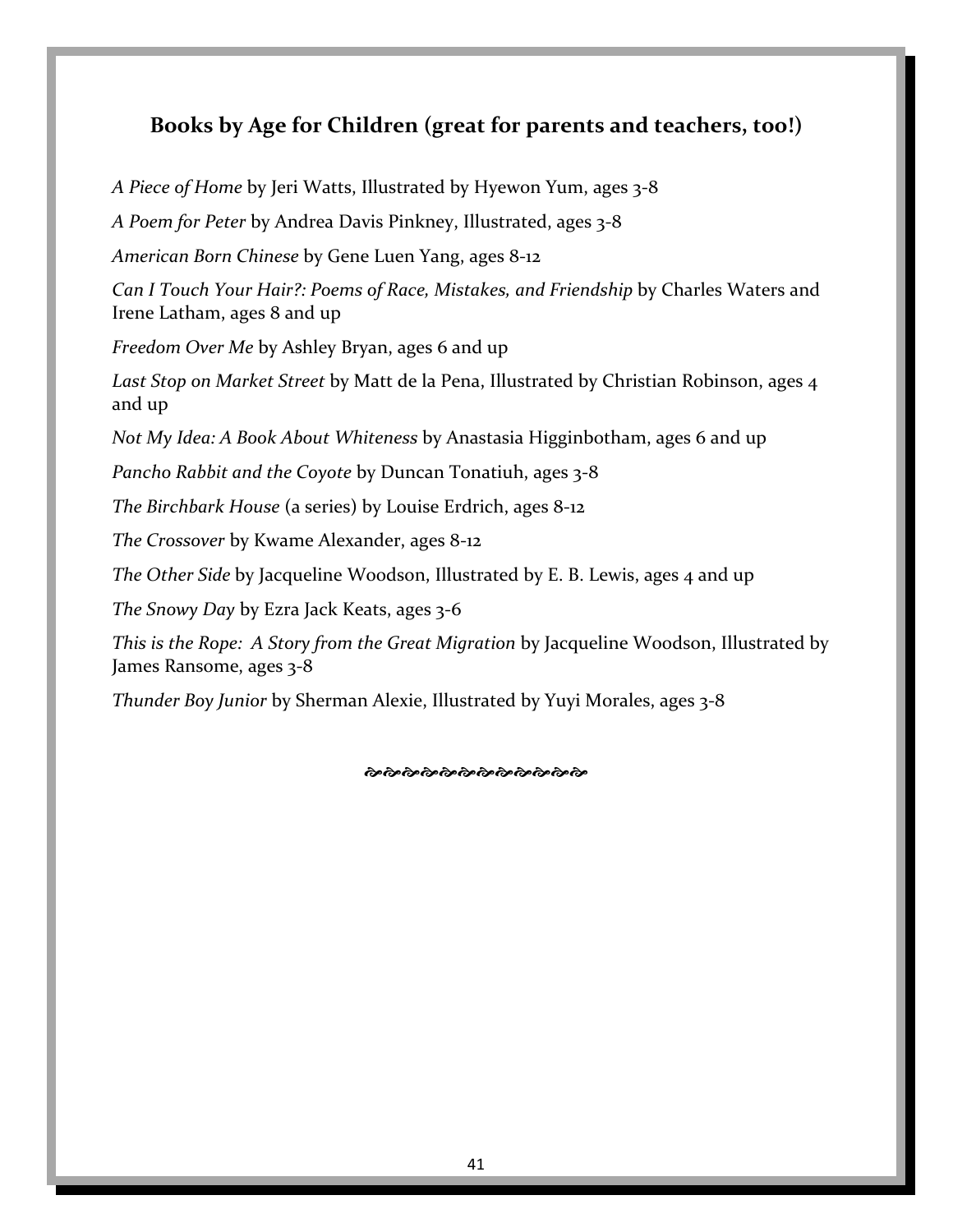## Books by Age for Children (great for parents and teachers, too!)

*A Piece of Home* by Jeri Watts, Illustrated by Hyewon Yum, ages 3-8

*A Poem for Peter* by Andrea Davis Pinkney, Illustrated, ages 3-8

*American Born Chinese* by Gene Luen Yang, ages 8-12

*Can I Touch Your Hair?: Poems of Race, Mistakes, and Friendship* by Charles Waters and Irene Latham, ages 8 and up

*Freedom Over Me* by Ashley Bryan, ages 6 and up

*Last Stop on Market Street* by Matt de la Pena, Illustrated by Christian Robinson, ages 4 and up

*Not My Idea: A Book About Whiteness* by Anastasia Higginbotham, ages 6 and up

*Pancho Rabbit and the Coyote* by Duncan Tonatiuh, ages 3-8

*The Birchbark House* (a series) by Louise Erdrich, ages 8-12

*The Crossover* by Kwame Alexander, ages 8-12

*The Other Side* by Jacqueline Woodson, Illustrated by E. B. Lewis, ages 4 and up

*The Snowy Day* by Ezra Jack Keats, ages 3-6

*This is the Rope: A Story from the Great Migration* by Jacqueline Woodson, Illustrated by James Ransome, ages 3-8

*Thunder Boy Junior* by Sherman Alexie, Illustrated by Yuyi Morales, ages 3-8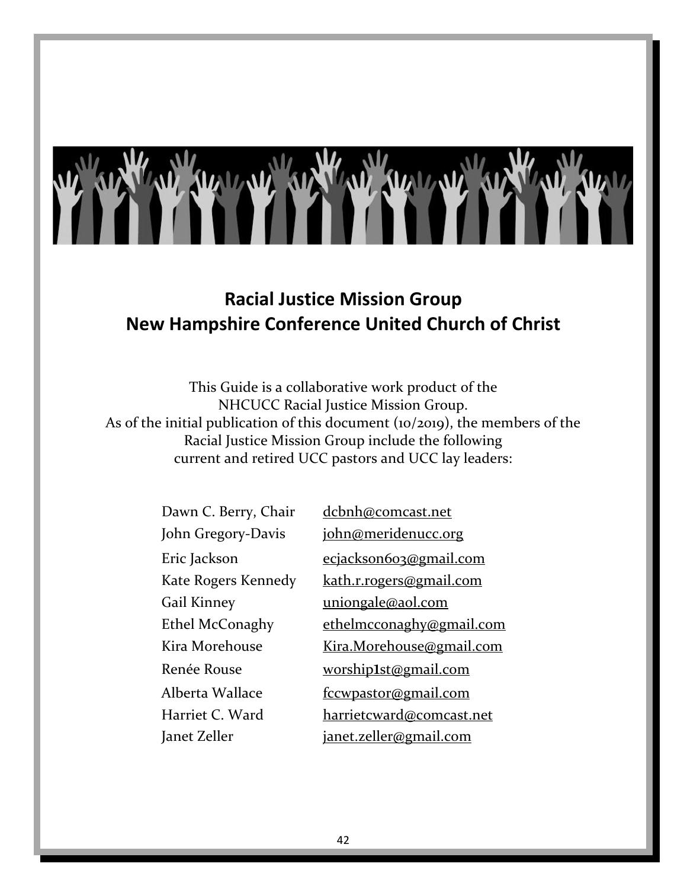# Racial Justice Mission Group
# New Hampshire Conference United Church of Christ

This Guide is a collaborative work product of the NHCUCC Racial Justice Mission Group. As of the initial publication of this document (10/2019), the members of the Racial Justice Mission Group include the following current and retired UCC pastors and UCC lay leaders:

| | |
|---|---|
| Dawn C. Berry, Chair | dcbnh@comcast.net |
| John Gregory-Davis | john@meridenucc.org |
| Eric Jackson | ecjackson603@gmail.com |
| Kate Rogers Kennedy | kath.r.rogers@gmail.com |
| Gail Kinney | uniongale@aol.com |
| Ethel McConaghy | ethelmcconaghy@gmail.com |
| Kira Morehouse | Kira.Morehouse@gmail.com |
| Renée Rouse | worship1st@gmail.com |
| Alberta Wallace | fccwpastor@gmail.com |
| Harriet C. Ward | harrietcward@comcast.net |
| Janet Zeller | janet.zeller@gmail.com |